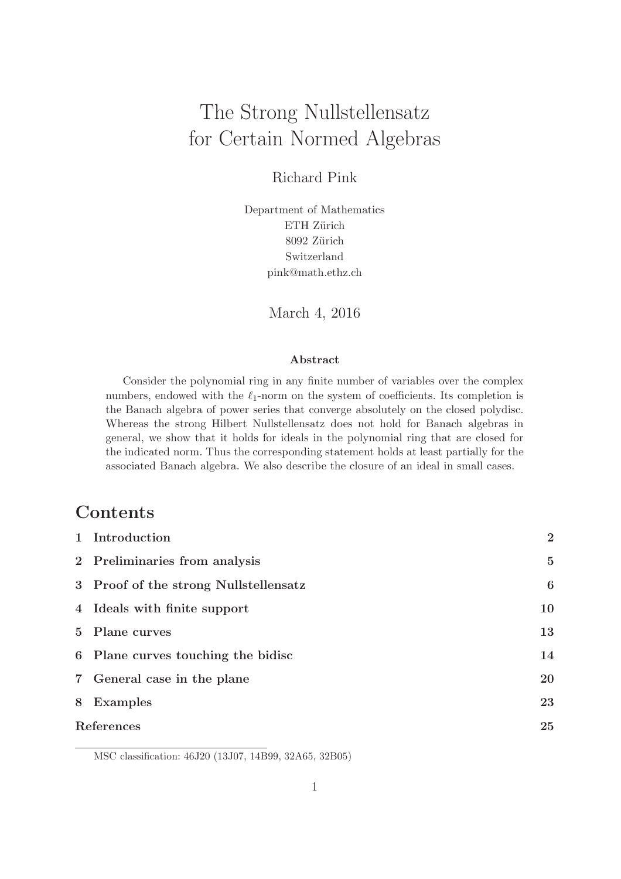# The Strong Nullstellensatz for Certain Normed Algebras

Richard Pink

Department of Mathematics
ETH Zürich
8092 Zürich
Switzerland
pink@math.ethz.ch

March 4, 2016

### Abstract

Consider the polynomial ring in any finite number of variables over the complex numbers, endowed with the $\ell_1$-norm on the system of coefficients. Its completion is the Banach algebra of power series that converge absolutely on the closed polydisc. Whereas the strong Hilbert Nullstellensatz does not hold for Banach algebras in general, we show that it holds for ideals in the polynomial ring that are closed for the indicated norm. Thus the corresponding statement holds at least partially for the associated Banach algebra. We also describe the closure of an ideal in small cases.

## Contents

| | |
|---|---|
| **1 Introduction** | **2** |
| **2 Preliminaries from analysis** | **5** |
| **3 Proof of the strong Nullstellensatz** | **6** |
| **4 Ideals with finite support** | **10** |
| **5 Plane curves** | **13** |
| **6 Plane curves touching the bidisc** | **14** |
| **7 General case in the plane** | **20** |
| **8 Examples** | **23** |
| **References** | **25** |

MSC classification: 46J20 (13J07, 14B99, 32A65, 32B05)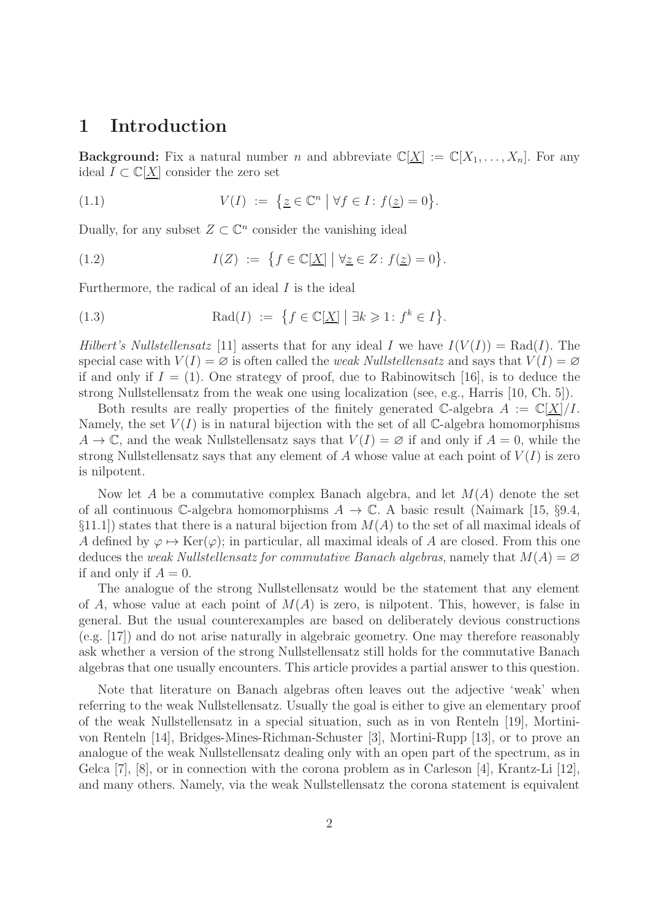# 1 Introduction

**Background:** Fix a natural number $n$ and abbreviate $\mathbb{C}[\underline{X}] := \mathbb{C}[X_1, \ldots, X_n]$. For any ideal $I \subset \mathbb{C}[\underline{X}]$ consider the zero set

$$V(I) := \big\{ \underline{z} \in \mathbb{C}^n \;\big|\; \forall f \in I \colon f(\underline{z}) = 0 \big\}. \tag{1.1}$$

Dually, for any subset $Z \subset \mathbb{C}^n$ consider the vanishing ideal

$$I(Z) := \big\{ f \in \mathbb{C}[\underline{X}] \;\big|\; \forall \underline{z} \in Z \colon f(\underline{z}) = 0 \big\}. \tag{1.2}$$

Furthermore, the radical of an ideal $I$ is the ideal

$$\mathrm{Rad}(I) := \big\{ f \in \mathbb{C}[\underline{X}] \;\big|\; \exists k \geqslant 1 \colon f^k \in I \big\}. \tag{1.3}$$

*Hilbert's Nullstellensatz* [11] asserts that for any ideal $I$ we have $I(V(I)) = \mathrm{Rad}(I)$. The special case with $V(I) = \varnothing$ is often called the *weak Nullstellensatz* and says that $V(I) = \varnothing$ if and only if $I = (1)$. One strategy of proof, due to Rabinowitsch [16], is to deduce the strong Nullstellensatz from the weak one using localization (see, e.g., Harris [10, Ch. 5]).

Both results are really properties of the finitely generated $\mathbb{C}$-algebra $A := \mathbb{C}[\underline{X}]/I$. Namely, the set $V(I)$ is in natural bijection with the set of all $\mathbb{C}$-algebra homomorphisms $A \to \mathbb{C}$, and the weak Nullstellensatz says that $V(I) = \varnothing$ if and only if $A = 0$, while the strong Nullstellensatz says that any element of $A$ whose value at each point of $V(I)$ is zero is nilpotent.

Now let $A$ be a commutative complex Banach algebra, and let $M(A)$ denote the set of all continuous $\mathbb{C}$-algebra homomorphisms $A \to \mathbb{C}$. A basic result (Naimark [15, §9.4, §11.1]) states that there is a natural bijection from $M(A)$ to the set of all maximal ideals of $A$ defined by $\varphi \mapsto \mathrm{Ker}(\varphi)$; in particular, all maximal ideals of $A$ are closed. From this one deduces the *weak Nullstellensatz for commutative Banach algebras*, namely that $M(A) = \varnothing$ if and only if $A = 0$.

The analogue of the strong Nullstellensatz would be the statement that any element of $A$, whose value at each point of $M(A)$ is zero, is nilpotent. This, however, is false in general. But the usual counterexamples are based on deliberately devious constructions (e.g. [17]) and do not arise naturally in algebraic geometry. One may therefore reasonably ask whether a version of the strong Nullstellensatz still holds for the commutative Banach algebras that one usually encounters. This article provides a partial answer to this question.

Note that literature on Banach algebras often leaves out the adjective 'weak' when referring to the weak Nullstellensatz. Usually the goal is either to give an elementary proof of the weak Nullstellensatz in a special situation, such as in von Renteln [19], Mortini-von Renteln [14], Bridges-Mines-Richman-Schuster [3], Mortini-Rupp [13], or to prove an analogue of the weak Nullstellensatz dealing only with an open part of the spectrum, as in Gelca [7], [8], or in connection with the corona problem as in Carleson [4], Krantz-Li [12], and many others. Namely, via the weak Nullstellensatz the corona statement is equivalent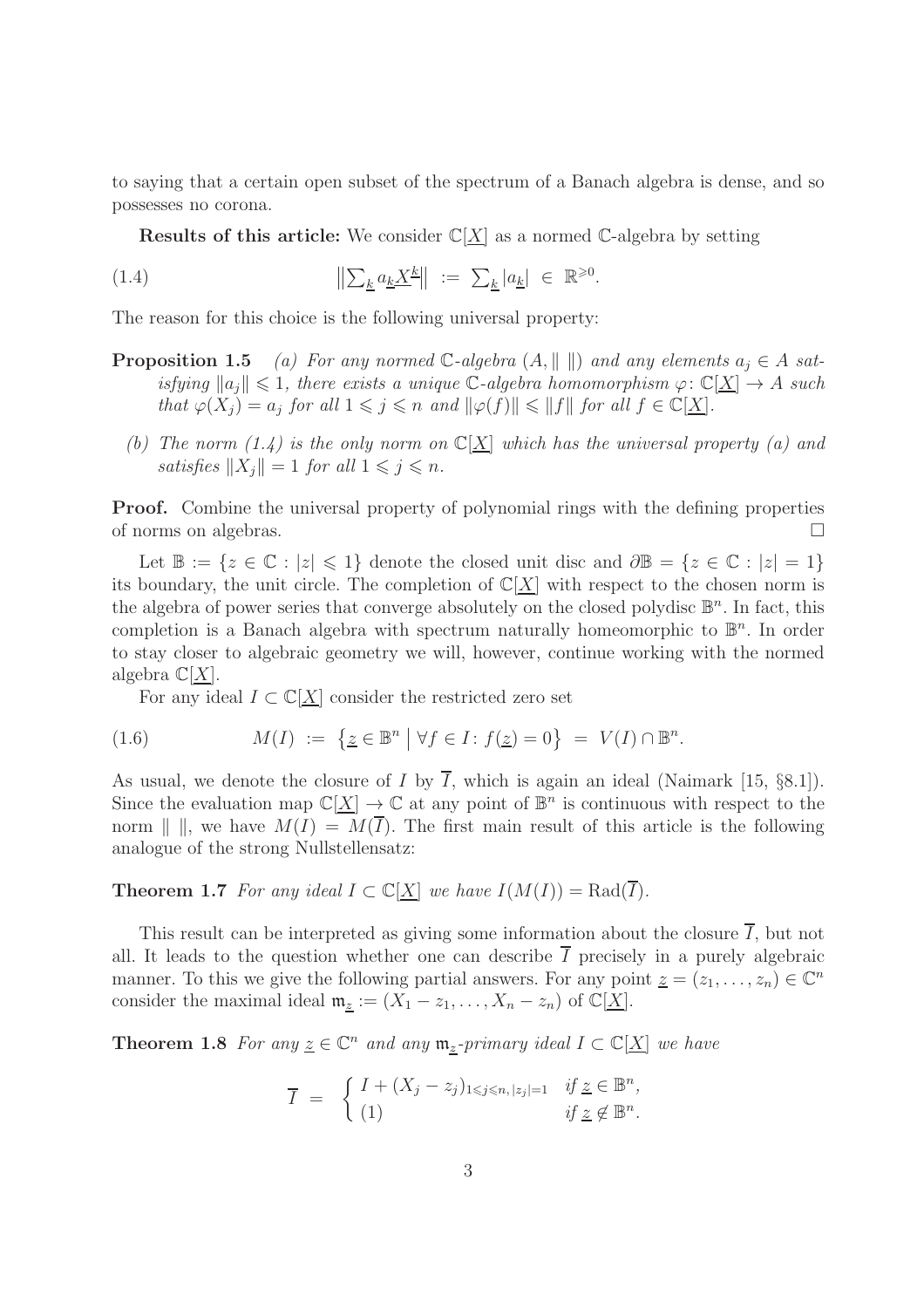to saying that a certain open subset of the spectrum of a Banach algebra is dense, and so possesses no corona.

**Results of this article:** We consider $\mathbb{C}[\underline{X}]$ as a normed $\mathbb{C}$-algebra by setting

$$\big\|\textstyle\sum_{\underline{k}} a_{\underline{k}}\underline{X}^{\underline{k}}\big\| \;:=\; \textstyle\sum_{\underline{k}} |a_{\underline{k}}| \;\in\; \mathbb{R}^{\geqslant 0}. \tag{1.4}$$

The reason for this choice is the following universal property:

**Proposition 1.5** *(a) For any normed $\mathbb{C}$-algebra $(A, \|\;\|)$ and any elements $a_j \in A$ satisfying $\|a_j\| \leqslant 1$, there exists a unique $\mathbb{C}$-algebra homomorphism $\varphi\colon \mathbb{C}[\underline{X}] \to A$ such that $\varphi(X_j) = a_j$ for all $1 \leqslant j \leqslant n$ and $\|\varphi(f)\| \leqslant \|f\|$ for all $f \in \mathbb{C}[\underline{X}]$.*

*(b) The norm (1.4) is the only norm on $\mathbb{C}[\underline{X}]$ which has the universal property (a) and satisfies $\|X_j\| = 1$ for all $1 \leqslant j \leqslant n$.*

**Proof.** Combine the universal property of polynomial rings with the defining properties of norms on algebras. $\square$

Let $\mathbb{B} := \{z \in \mathbb{C} : |z| \leqslant 1\}$ denote the closed unit disc and $\partial\mathbb{B} = \{z \in \mathbb{C} : |z| = 1\}$ its boundary, the unit circle. The completion of $\mathbb{C}[\underline{X}]$ with respect to the chosen norm is the algebra of power series that converge absolutely on the closed polydisc $\mathbb{B}^n$. In fact, this completion is a Banach algebra with spectrum naturally homeomorphic to $\mathbb{B}^n$. In order to stay closer to algebraic geometry we will, however, continue working with the normed algebra $\mathbb{C}[\underline{X}]$.

For any ideal $I \subset \mathbb{C}[\underline{X}]$ consider the restricted zero set

$$M(I) \;:=\; \big\{\underline{z} \in \mathbb{B}^n \;\big|\; \forall f \in I\colon f(\underline{z}) = 0\big\} \;=\; V(I) \cap \mathbb{B}^n. \tag{1.6}$$

As usual, we denote the closure of $I$ by $\overline{I}$, which is again an ideal (Naimark [15, §8.1]). Since the evaluation map $\mathbb{C}[\underline{X}] \to \mathbb{C}$ at any point of $\mathbb{B}^n$ is continuous with respect to the norm $\|\;\|$, we have $M(I) = M(\overline{I})$. The first main result of this article is the following analogue of the strong Nullstellensatz:

**Theorem 1.7** *For any ideal $I \subset \mathbb{C}[\underline{X}]$ we have $I(M(I)) = \mathrm{Rad}(\overline{I})$.*

This result can be interpreted as giving some information about the closure $\overline{I}$, but not all. It leads to the question whether one can describe $\overline{I}$ precisely in a purely algebraic manner. To this we give the following partial answers. For any point $\underline{z} = (z_1, \ldots, z_n) \in \mathbb{C}^n$ consider the maximal ideal $\mathfrak{m}_{\underline{z}} := (X_1 - z_1, \ldots, X_n - z_n)$ of $\mathbb{C}[\underline{X}]$.

**Theorem 1.8** *For any $\underline{z} \in \mathbb{C}^n$ and any $\mathfrak{m}_{\underline{z}}$-primary ideal $I \subset \mathbb{C}[\underline{X}]$ we have*

$$\overline{I} \;=\; \begin{cases} I + (X_j - z_j)_{1 \leqslant j \leqslant n,\, |z_j| = 1} & \text{if } \underline{z} \in \mathbb{B}^n, \\ (1) & \text{if } \underline{z} \notin \mathbb{B}^n. \end{cases}$$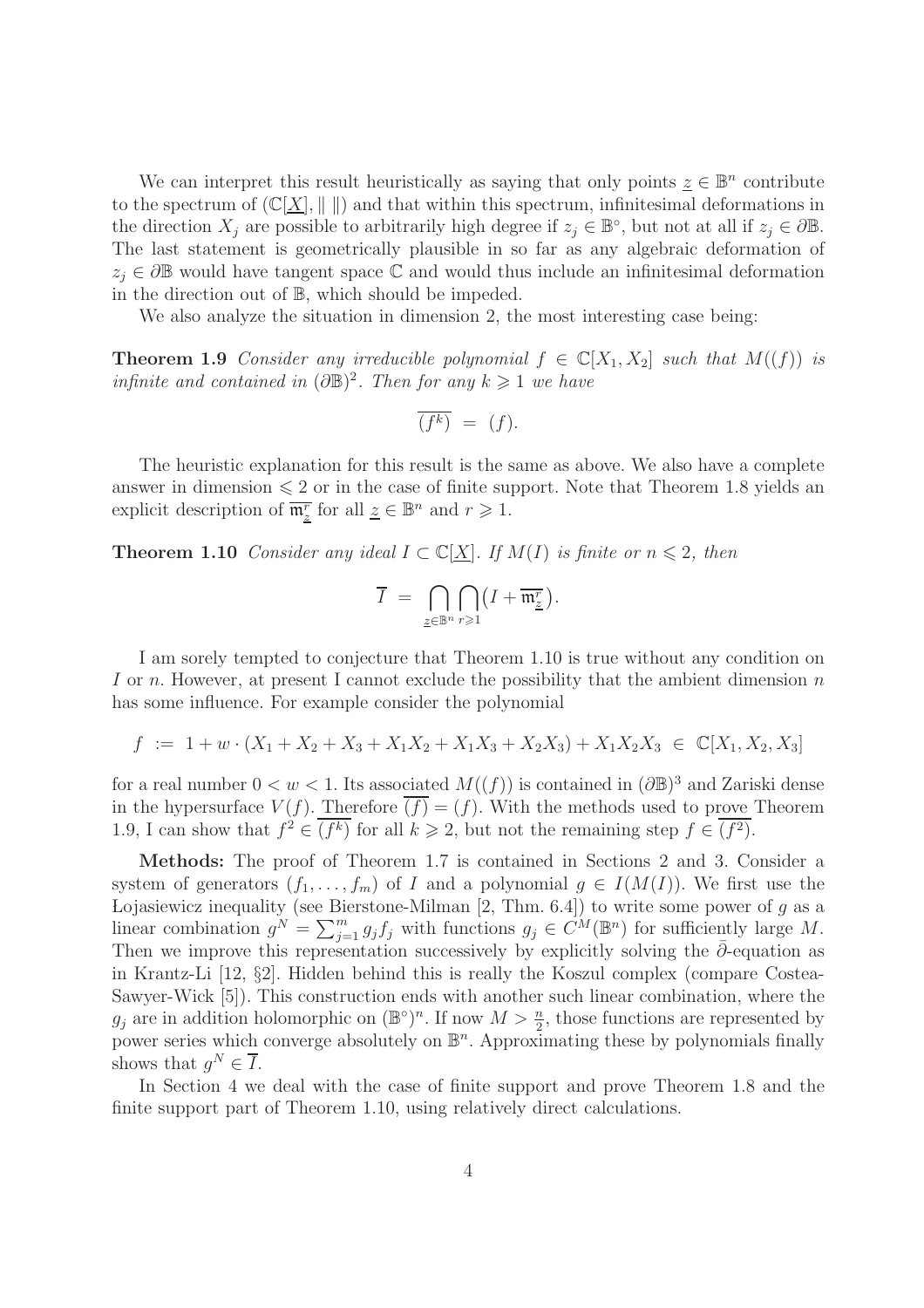We can interpret this result heuristically as saying that only points $\underline{z} \in \mathbb{B}^n$ contribute to the spectrum of $(\mathbb{C}[\underline{X}], \| \|)$ and that within this spectrum, infinitesimal deformations in the direction $X_j$ are possible to arbitrarily high degree if $z_j \in \mathbb{B}^\circ$, but not at all if $z_j \in \partial\mathbb{B}$. The last statement is geometrically plausible in so far as any algebraic deformation of $z_j \in \partial\mathbb{B}$ would have tangent space $\mathbb{C}$ and would thus include an infinitesimal deformation in the direction out of $\mathbb{B}$, which should be impeded.

We also analyze the situation in dimension 2, the most interesting case being:

**Theorem 1.9** *Consider any irreducible polynomial $f \in \mathbb{C}[X_1, X_2]$ such that $M((f))$ is infinite and contained in $(\partial\mathbb{B})^2$. Then for any $k \geqslant 1$ we have*

$$\overline{(f^k)} \;=\; (f).$$

The heuristic explanation for this result is the same as above. We also have a complete answer in dimension $\leqslant 2$ or in the case of finite support. Note that Theorem 1.8 yields an explicit description of $\overline{\mathfrak{m}_{\underline{z}}^r}$ for all $\underline{z} \in \mathbb{B}^n$ and $r \geqslant 1$.

**Theorem 1.10** *Consider any ideal $I \subset \mathbb{C}[\underline{X}]$. If $M(I)$ is finite or $n \leqslant 2$, then*

$$\overline{I} \;=\; \bigcap_{\underline{z} \in \mathbb{B}^n} \bigcap_{r \geqslant 1} \big(I + \overline{\mathfrak{m}_{\underline{z}}^r}\big).$$

I am sorely tempted to conjecture that Theorem 1.10 is true without any condition on $I$ or $n$. However, at present I cannot exclude the possibility that the ambient dimension $n$ has some influence. For example consider the polynomial

$$f \;:=\; 1 + w \cdot (X_1 + X_2 + X_3 + X_1X_2 + X_1X_3 + X_2X_3) + X_1X_2X_3 \;\in\; \mathbb{C}[X_1, X_2, X_3]$$

for a real number $0 < w < 1$. Its associated $M((f))$ is contained in $(\partial\mathbb{B})^3$ and Zariski dense in the hypersurface $V(f)$. Therefore $\overline{(f)} = (f)$. With the methods used to prove Theorem 1.9, I can show that $f^2 \in \overline{(f^k)}$ for all $k \geqslant 2$, but not the remaining step $f \in \overline{(f^2)}$.

**Methods:** The proof of Theorem 1.7 is contained in Sections 2 and 3. Consider a system of generators $(f_1, \ldots, f_m)$ of $I$ and a polynomial $g \in I(M(I))$. We first use the Łojasiewicz inequality (see Bierstone-Milman [2, Thm. 6.4]) to write some power of $g$ as a linear combination $g^N = \sum_{j=1}^m g_j f_j$ with functions $g_j \in C^M(\mathbb{B}^n)$ for sufficiently large $M$. Then we improve this representation successively by explicitly solving the $\bar{\partial}$-equation as in Krantz-Li [12, §2]. Hidden behind this is really the Koszul complex (compare Costea-Sawyer-Wick [5]). This construction ends with another such linear combination, where the $g_j$ are in addition holomorphic on $(\mathbb{B}^\circ)^n$. If now $M > \frac{n}{2}$, those functions are represented by power series which converge absolutely on $\mathbb{B}^n$. Approximating these by polynomials finally shows that $g^N \in \overline{I}$.

In Section 4 we deal with the case of finite support and prove Theorem 1.8 and the finite support part of Theorem 1.10, using relatively direct calculations.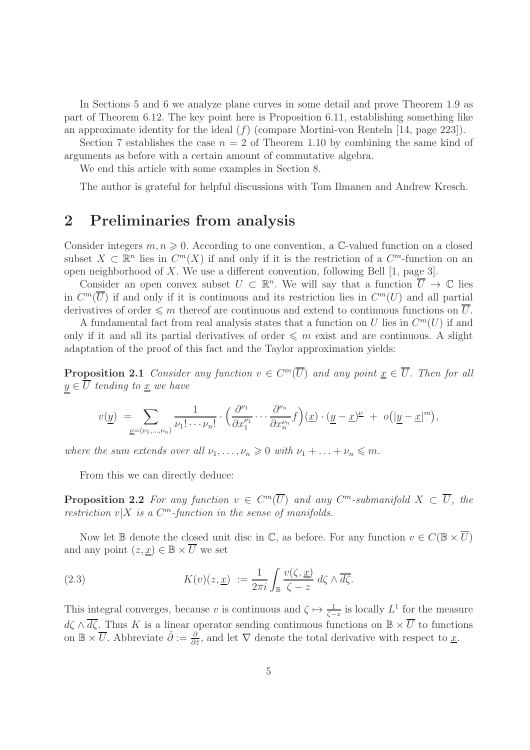In Sections 5 and 6 we analyze plane curves in some detail and prove Theorem 1.9 as part of Theorem 6.12. The key point here is Proposition 6.11, establishing something like an approximate identity for the ideal $(f)$ (compare Mortini-von Renteln [14, page 223]).

Section 7 establishes the case $n = 2$ of Theorem 1.10 by combining the same kind of arguments as before with a certain amount of commutative algebra.

We end this article with some examples in Section 8.

The author is grateful for helpful discussions with Tom Ilmanen and Andrew Kresch.

## 2 Preliminaries from analysis

Consider integers $m, n \geqslant 0$. According to one convention, a $\mathbb{C}$-valued function on a closed subset $X \subset \mathbb{R}^n$ lies in $C^m(X)$ if and only if it is the restriction of a $C^m$-function on an open neighborhood of $X$. We use a different convention, following Bell [1, page 3].

Consider an open convex subset $U \subset \mathbb{R}^n$. We will say that a function $\overline{U} \to \mathbb{C}$ lies in $C^m(\overline{U})$ if and only if it is continuous and its restriction lies in $C^m(U)$ and all partial derivatives of order $\leqslant m$ thereof are continuous and extend to continuous functions on $\overline{U}$.

A fundamental fact from real analysis states that a function on $U$ lies in $C^m(U)$ if and only if it and all its partial derivatives of order $\leqslant m$ exist and are continuous. A slight adaptation of the proof of this fact and the Taylor approximation yields:

**Proposition 2.1** *Consider any function $v \in C^m(\overline{U})$ and any point $\underline{x} \in \overline{U}$. Then for all $\underline{y} \in \overline{U}$ tending to $\underline{x}$ we have*

$$v(\underline{y}) \;=\; \sum_{\underline{\nu}=(\nu_1,\ldots,\nu_n)} \frac{1}{\nu_1! \cdots \nu_n!} \cdot \Big(\frac{\partial^{\nu_1}}{\partial x_1^{\nu_1}} \cdots \frac{\partial^{\nu_n}}{\partial x_n^{\nu_n}} f\Big)(\underline{x}) \cdot (\underline{y}-\underline{x})^{\underline{\nu}} \;+\; o\big(|\underline{y}-\underline{x}|^m\big),$$

*where the sum extends over all $\nu_1, \ldots, \nu_n \geqslant 0$ with $\nu_1 + \ldots + \nu_n \leqslant m$.*

From this we can directly deduce:

**Proposition 2.2** *For any function $v \in C^m(\overline{U})$ and any $C^m$-submanifold $X \subset \overline{U}$, the restriction $v|X$ is a $C^m$-function in the sense of manifolds.*

Now let $\mathbb{B}$ denote the closed unit disc in $\mathbb{C}$, as before. For any function $v \in C(\mathbb{B} \times \overline{U})$ and any point $(z, \underline{x}) \in \mathbb{B} \times \overline{U}$ we set

$$K(v)(z, \underline{x}) \;:= \frac{1}{2\pi i} \int_{\mathbb{B}} \frac{v(\zeta, \underline{x})}{\zeta - z} \, d\zeta \wedge \overline{d\zeta}. \tag{2.3}$$

This integral converges, because $v$ is continuous and $\zeta \mapsto \frac{1}{\zeta - z}$ is locally $L^1$ for the measure $d\zeta \wedge \overline{d\zeta}$. Thus $K$ is a linear operator sending continuous functions on $\mathbb{B} \times \overline{U}$ to functions on $\mathbb{B} \times \overline{U}$. Abbreviate $\bar{\partial} := \frac{\partial}{\partial \bar{z}}$, and let $\nabla$ denote the total derivative with respect to $\underline{x}$.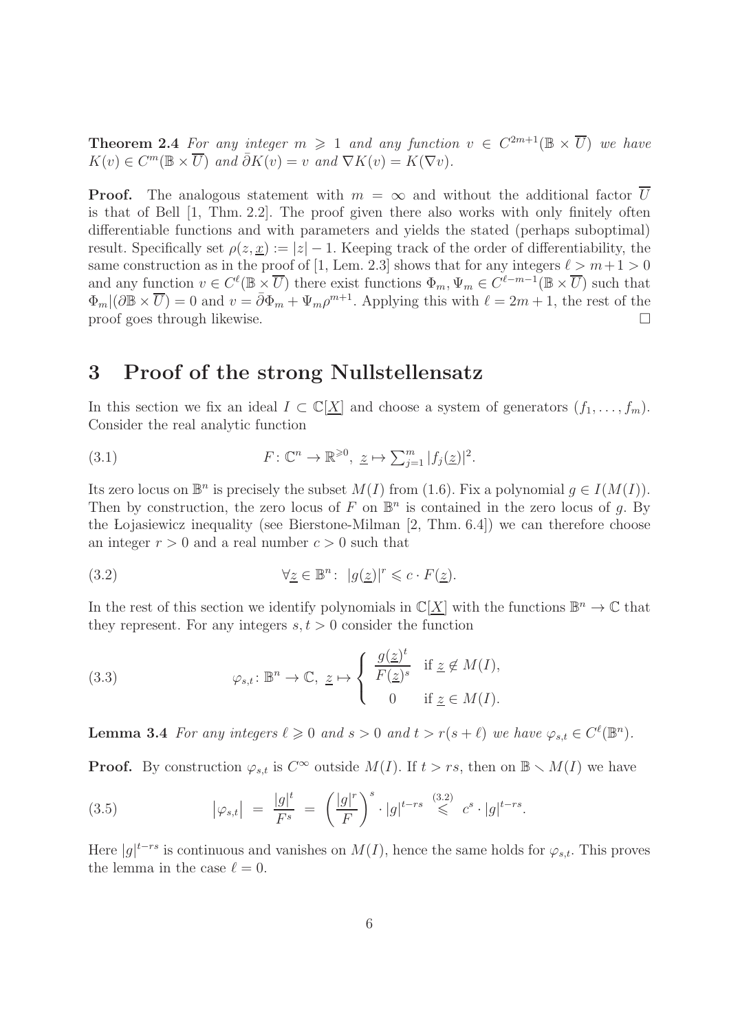**Theorem 2.4** *For any integer $m \geqslant 1$ and any function $v \in C^{2m+1}(\mathbb{B} \times \overline{U})$ we have $K(v) \in C^m(\mathbb{B} \times \overline{U})$ and $\bar{\partial} K(v) = v$ and $\nabla K(v) = K(\nabla v)$.*

**Proof.** The analogous statement with $m = \infty$ and without the additional factor $\overline{U}$ is that of Bell [1, Thm. 2.2]. The proof given there also works with only finitely often differentiable functions and with parameters and yields the stated (perhaps suboptimal) result. Specifically set $\rho(z, \underline{x}) := |z| - 1$. Keeping track of the order of differentiability, the same construction as in the proof of [1, Lem. 2.3] shows that for any integers $\ell > m+1 > 0$ and any function $v \in C^\ell(\mathbb{B} \times \overline{U})$ there exist functions $\Phi_m, \Psi_m \in C^{\ell-m-1}(\mathbb{B} \times \overline{U})$ such that $\Phi_m|(\partial\mathbb{B} \times \overline{U}) = 0$ and $v = \bar{\partial}\Phi_m + \Psi_m \rho^{m+1}$. Applying this with $\ell = 2m+1$, the rest of the proof goes through likewise. $\square$

## 3 Proof of the strong Nullstellensatz

In this section we fix an ideal $I \subset \mathbb{C}[\underline{X}]$ and choose a system of generators $(f_1, \ldots, f_m)$. Consider the real analytic function

$$F \colon \mathbb{C}^n \to \mathbb{R}^{\geqslant 0}, \ \underline{z} \mapsto \textstyle\sum_{j=1}^m |f_j(\underline{z})|^2. \tag{3.1}$$

Its zero locus on $\mathbb{B}^n$ is precisely the subset $M(I)$ from (1.6). Fix a polynomial $g \in I(M(I))$. Then by construction, the zero locus of $F$ on $\mathbb{B}^n$ is contained in the zero locus of $g$. By the Łojasiewicz inequality (see Bierstone-Milman [2, Thm. 6.4]) we can therefore choose an integer $r > 0$ and a real number $c > 0$ such that

$$\forall \underline{z} \in \mathbb{B}^n \colon \ |g(\underline{z})|^r \leqslant c \cdot F(\underline{z}). \tag{3.2}$$

In the rest of this section we identify polynomials in $\mathbb{C}[\underline{X}]$ with the functions $\mathbb{B}^n \to \mathbb{C}$ that they represent. For any integers $s, t > 0$ consider the function

$$\varphi_{s,t} \colon \mathbb{B}^n \to \mathbb{C}, \ \underline{z} \mapsto \begin{cases} \dfrac{g(\underline{z})^t}{F(\underline{z})^s} & \text{if } \underline{z} \notin M(I), \\[2mm] 0 & \text{if } \underline{z} \in M(I). \end{cases} \tag{3.3}$$

**Lemma 3.4** *For any integers $\ell \geqslant 0$ and $s > 0$ and $t > r(s+\ell)$ we have $\varphi_{s,t} \in C^\ell(\mathbb{B}^n)$.*

**Proof.** By construction $\varphi_{s,t}$ is $C^\infty$ outside $M(I)$. If $t > rs$, then on $\mathbb{B} \smallsetminus M(I)$ we have

$$\bigl|\varphi_{s,t}\bigr| \ = \ \frac{|g|^t}{F^s} \ = \ \left(\frac{|g|^r}{F}\right)^s \cdot |g|^{t-rs} \ \overset{(3.2)}{\leqslant} \ c^s \cdot |g|^{t-rs}. \tag{3.5}$$

Here $|g|^{t-rs}$ is continuous and vanishes on $M(I)$, hence the same holds for $\varphi_{s,t}$. This proves the lemma in the case $\ell = 0$.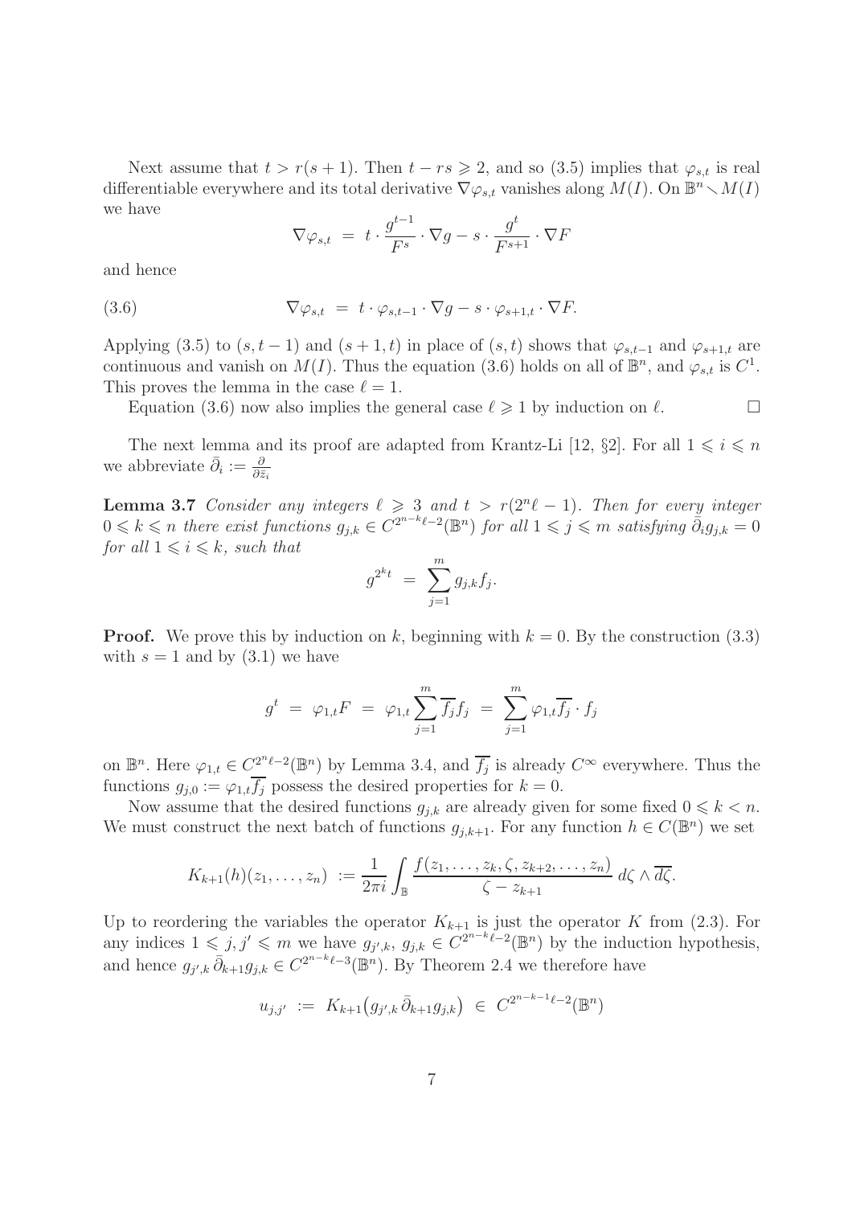Next assume that $t > r(s+1)$. Then $t - rs \geqslant 2$, and so (3.5) implies that $\varphi_{s,t}$ is real differentiable everywhere and its total derivative $\nabla\varphi_{s,t}$ vanishes along $M(I)$. On $\mathbb{B}^n \smallsetminus M(I)$ we have

$$\nabla\varphi_{s,t} \;=\; t \cdot \frac{g^{t-1}}{F^s} \cdot \nabla g - s \cdot \frac{g^t}{F^{s+1}} \cdot \nabla F$$

and hence

$$\nabla\varphi_{s,t} \;=\; t \cdot \varphi_{s,t-1} \cdot \nabla g - s \cdot \varphi_{s+1,t} \cdot \nabla F. \tag{3.6}$$

Applying (3.5) to $(s, t-1)$ and $(s+1, t)$ in place of $(s,t)$ shows that $\varphi_{s,t-1}$ and $\varphi_{s+1,t}$ are continuous and vanish on $M(I)$. Thus the equation (3.6) holds on all of $\mathbb{B}^n$, and $\varphi_{s,t}$ is $C^1$. This proves the lemma in the case $\ell = 1$.

Equation (3.6) now also implies the general case $\ell \geqslant 1$ by induction on $\ell$. $\square$

The next lemma and its proof are adapted from Krantz-Li [12, §2]. For all $1 \leqslant i \leqslant n$ we abbreviate $\bar\partial_i := \frac{\partial}{\partial \bar z_i}$

**Lemma 3.7** *Consider any integers $\ell \geqslant 3$ and $t > r(2^n\ell - 1)$. Then for every integer $0 \leqslant k \leqslant n$ there exist functions $g_{j,k} \in C^{2^{n-k}\ell-2}(\mathbb{B}^n)$ for all $1 \leqslant j \leqslant m$ satisfying $\bar\partial_i g_{j,k} = 0$ for all $1 \leqslant i \leqslant k$, such that*

$$g^{2^k t} \;=\; \sum_{j=1}^m g_{j,k} f_j.$$

**Proof.** We prove this by induction on $k$, beginning with $k = 0$. By the construction (3.3) with $s = 1$ and by (3.1) we have

$$g^t \;=\; \varphi_{1,t} F \;=\; \varphi_{1,t} \sum_{j=1}^m \overline{f_j} f_j \;=\; \sum_{j=1}^m \varphi_{1,t}\overline{f_j} \cdot f_j$$

on $\mathbb{B}^n$. Here $\varphi_{1,t} \in C^{2^n\ell-2}(\mathbb{B}^n)$ by Lemma 3.4, and $\overline{f_j}$ is already $C^\infty$ everywhere. Thus the functions $g_{j,0} := \varphi_{1,t}\overline{f_j}$ possess the desired properties for $k = 0$.

Now assume that the desired functions $g_{j,k}$ are already given for some fixed $0 \leqslant k < n$. We must construct the next batch of functions $g_{j,k+1}$. For any function $h \in C(\mathbb{B}^n)$ we set

$$K_{k+1}(h)(z_1, \ldots, z_n) \;:=\; \frac{1}{2\pi i} \int_{\mathbb{B}} \frac{f(z_1, \ldots, z_k, \zeta, z_{k+2}, \ldots, z_n)}{\zeta - z_{k+1}}\, d\zeta \wedge \overline{d\zeta}.$$

Up to reordering the variables the operator $K_{k+1}$ is just the operator $K$ from (2.3). For any indices $1 \leqslant j, j' \leqslant m$ we have $g_{j',k},\, g_{j,k} \in C^{2^{n-k}\ell-2}(\mathbb{B}^n)$ by the induction hypothesis, and hence $g_{j',k}\,\bar\partial_{k+1} g_{j,k} \in C^{2^{n-k}\ell-3}(\mathbb{B}^n)$. By Theorem 2.4 we therefore have

$$u_{j,j'} \;:=\; K_{k+1}\big(g_{j',k}\,\bar\partial_{k+1} g_{j,k}\big) \;\in\; C^{2^{n-k-1}\ell-2}(\mathbb{B}^n)$$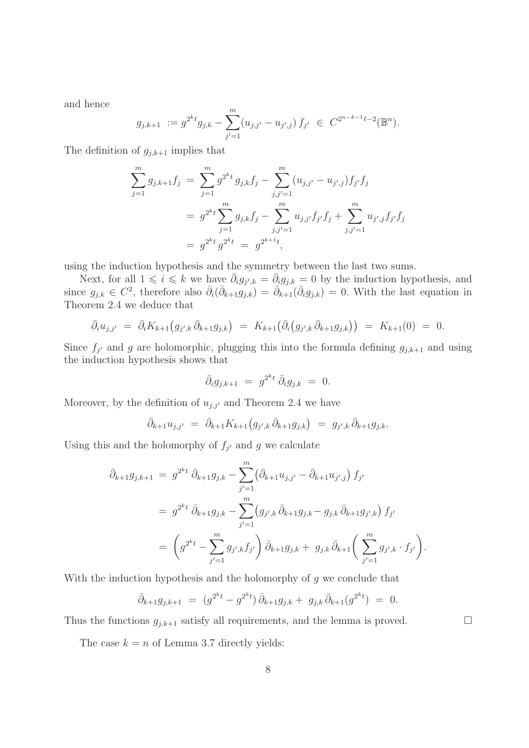and hence

$$g_{j,k+1} \;:=\; g^{2^k t} g_{j,k} - \sum_{j'=1}^{m} (u_{j,j'} - u_{j',j})\, f_{j'} \;\in\; C^{2^{n-k-1}\ell-2}(\mathbb{B}^n).$$

The definition of $g_{j,k+1}$ implies that

$$\begin{aligned}
\sum_{j=1}^{m} g_{j,k+1} f_j \;&=\; \sum_{j=1}^{m} g^{2^k t}\, g_{j,k} f_j - \sum_{j,j'=1}^{m} (u_{j,j'} - u_{j',j}) f_{j'} f_j \\
&=\; g^{2^k t} \sum_{j=1}^{m} g_{j,k} f_j - \sum_{j,j'=1}^{m} u_{j,j'} f_{j'} f_j + \sum_{j,j'=1}^{m} u_{j',j} f_{j'} f_j \\
&=\; g^{2^k t} g^{2^k t} \;=\; g^{2^{k+1} t},
\end{aligned}$$

using the induction hypothesis and the symmetry between the last two sums.

Next, for all $1 \leqslant i \leqslant k$ we have $\bar{\partial}_i g_{j',k} = \bar{\partial}_i g_{j,k} = 0$ by the induction hypothesis, and since $g_{j,k} \in C^2$, therefore also $\bar{\partial}_i(\bar{\partial}_{k+1} g_{j,k}) = \bar{\partial}_{k+1}(\bar{\partial}_i g_{j,k}) = 0$. With the last equation in Theorem 2.4 we deduce that

$$\bar{\partial}_i u_{j,j'} \;=\; \bar{\partial}_i K_{k+1}\big(g_{j',k}\, \bar{\partial}_{k+1} g_{j,k}\big) \;=\; K_{k+1}\big(\bar{\partial}_i\big(g_{j',k}\, \bar{\partial}_{k+1} g_{j,k}\big)\big) \;=\; K_{k+1}(0) \;=\; 0.$$

Since $f_{j'}$ and $g$ are holomorphic, plugging this into the formula defining $g_{j,k+1}$ and using the induction hypothesis shows that

$$\bar{\partial}_i g_{j,k+1} \;=\; g^{2^k t}\, \bar{\partial}_i g_{j,k} \;=\; 0.$$

Moreover, by the definition of $u_{j,j'}$ and Theorem 2.4 we have

$$\bar{\partial}_{k+1} u_{j,j'} \;=\; \bar{\partial}_{k+1} K_{k+1}\big(g_{j',k}\, \bar{\partial}_{k+1} g_{j,k}\big) \;=\; g_{j',k}\, \bar{\partial}_{k+1} g_{j,k}.$$

Using this and the holomorphy of $f_{j'}$ and $g$ we calculate

$$\begin{aligned}
\bar{\partial}_{k+1} g_{j,k+1} \;&=\; g^{2^k t}\, \bar{\partial}_{k+1} g_{j,k} - \sum_{j'=1}^{m} \big(\bar{\partial}_{k+1} u_{j,j'} - \bar{\partial}_{k+1} u_{j',j}\big)\, f_{j'} \\
&=\; g^{2^k t}\, \bar{\partial}_{k+1} g_{j,k} - \sum_{j'=1}^{m} \big(g_{j',k}\, \bar{\partial}_{k+1} g_{j,k} - g_{j,k}\, \bar{\partial}_{k+1} g_{j',k}\big)\, f_{j'} \\
&=\; \bigg(g^{2^k t} - \sum_{j'=1}^{m} g_{j',k} f_{j'}\bigg)\, \bar{\partial}_{k+1} g_{j,k} + \; g_{j,k}\, \bar{\partial}_{k+1}\bigg(\sum_{j'=1}^{m} g_{j',k} \cdot f_{j'}\bigg).
\end{aligned}$$

With the induction hypothesis and the holomorphy of $g$ we conclude that

$$\bar{\partial}_{k+1} g_{j,k+1} \;=\; (g^{2^k t} - g^{2^k t})\, \bar{\partial}_{k+1} g_{j,k} + \; g_{j,k}\, \bar{\partial}_{k+1}(g^{2^k t}) \;=\; 0.$$

Thus the functions $g_{j,k+1}$ satisfy all requirements, and the lemma is proved. $\square$

The case $k = n$ of Lemma 3.7 directly yields: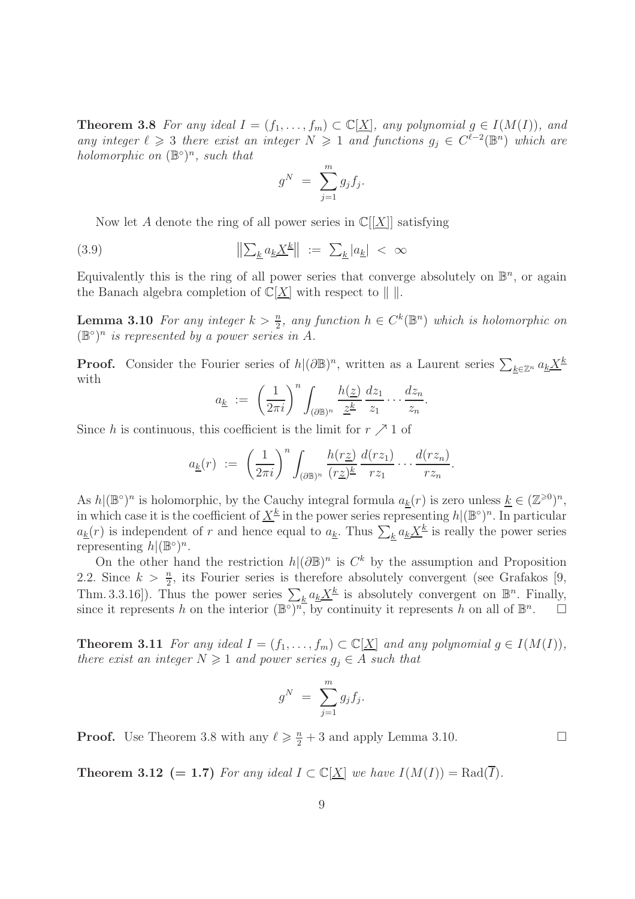**Theorem 3.8** *For any ideal $I = (f_1, \ldots, f_m) \subset \mathbb{C}[\underline{X}]$, any polynomial $g \in I(M(I))$, and any integer $\ell \geqslant 3$ there exist an integer $N \geqslant 1$ and functions $g_j \in C^{\ell-2}(\mathbb{B}^n)$ which are holomorphic on $(\mathbb{B}^\circ)^n$, such that*

$$g^N \;=\; \sum_{j=1}^m g_j f_j.$$

Now let $A$ denote the ring of all power series in $\mathbb{C}[[\underline{X}]]$ satisfying

$$\left\| \textstyle\sum_{\underline{k}} a_{\underline{k}} \underline{X}^{\underline{k}} \right\| \;:=\; \textstyle\sum_{\underline{k}} |a_{\underline{k}}| \;<\; \infty \tag{3.9}$$

Equivalently this is the ring of all power series that converge absolutely on $\mathbb{B}^n$, or again the Banach algebra completion of $\mathbb{C}[\underline{X}]$ with respect to $\| \; \|$.

**Lemma 3.10** *For any integer $k > \frac{n}{2}$, any function $h \in C^k(\mathbb{B}^n)$ which is holomorphic on $(\mathbb{B}^\circ)^n$ is represented by a power series in $A$.*

**Proof.** Consider the Fourier series of $h|(\partial\mathbb{B})^n$, written as a Laurent series $\sum_{\underline{k} \in \mathbb{Z}^n} a_{\underline{k}} \underline{X}^{\underline{k}}$ with

$$a_{\underline{k}} \;:=\; \left(\frac{1}{2\pi i}\right)^n \int_{(\partial\mathbb{B})^n} \frac{h(\underline{z})}{\underline{z}^{\underline{k}}} \, \frac{dz_1}{z_1} \cdots \frac{dz_n}{z_n}.$$

Since $h$ is continuous, this coefficient is the limit for $r \nearrow 1$ of

$$a_{\underline{k}}(r) \;:=\; \left(\frac{1}{2\pi i}\right)^n \int_{(\partial\mathbb{B})^n} \frac{h(r\underline{z})}{(r\underline{z})^{\underline{k}}} \, \frac{d(rz_1)}{rz_1} \cdots \frac{d(rz_n)}{rz_n}.$$

As $h|(\mathbb{B}^\circ)^n$ is holomorphic, by the Cauchy integral formula $a_{\underline{k}}(r)$ is zero unless $\underline{k} \in (\mathbb{Z}^{\geqslant 0})^n$, in which case it is the coefficient of $\underline{X}^{\underline{k}}$ in the power series representing $h|(\mathbb{B}^\circ)^n$. In particular $a_{\underline{k}}(r)$ is independent of $r$ and hence equal to $a_{\underline{k}}$. Thus $\sum_{\underline{k}} a_{\underline{k}} \underline{X}^{\underline{k}}$ is really the power series representing $h|(\mathbb{B}^\circ)^n$.

On the other hand the restriction $h|(\partial\mathbb{B})^n$ is $C^k$ by the assumption and Proposition 2.2. Since $k > \frac{n}{2}$, its Fourier series is therefore absolutely convergent (see Grafakos [9, Thm. 3.3.16]). Thus the power series $\sum_{\underline{k}} a_{\underline{k}} \underline{X}^{\underline{k}}$ is absolutely convergent on $\mathbb{B}^n$. Finally, since it represents $h$ on the interior $(\mathbb{B}^\circ)^n$, by continuity it represents $h$ on all of $\mathbb{B}^n$. $\square$

**Theorem 3.11** *For any ideal $I = (f_1, \ldots, f_m) \subset \mathbb{C}[\underline{X}]$ and any polynomial $g \in I(M(I))$, there exist an integer $N \geqslant 1$ and power series $g_j \in A$ such that*

$$g^N \;=\; \sum_{j=1}^m g_j f_j.$$

**Proof.** Use Theorem 3.8 with any $\ell \geqslant \frac{n}{2} + 3$ and apply Lemma 3.10. $\square$

**Theorem 3.12 (= 1.7)** *For any ideal $I \subset \mathbb{C}[\underline{X}]$ we have $I(M(I)) = \mathrm{Rad}(\overline{I})$.*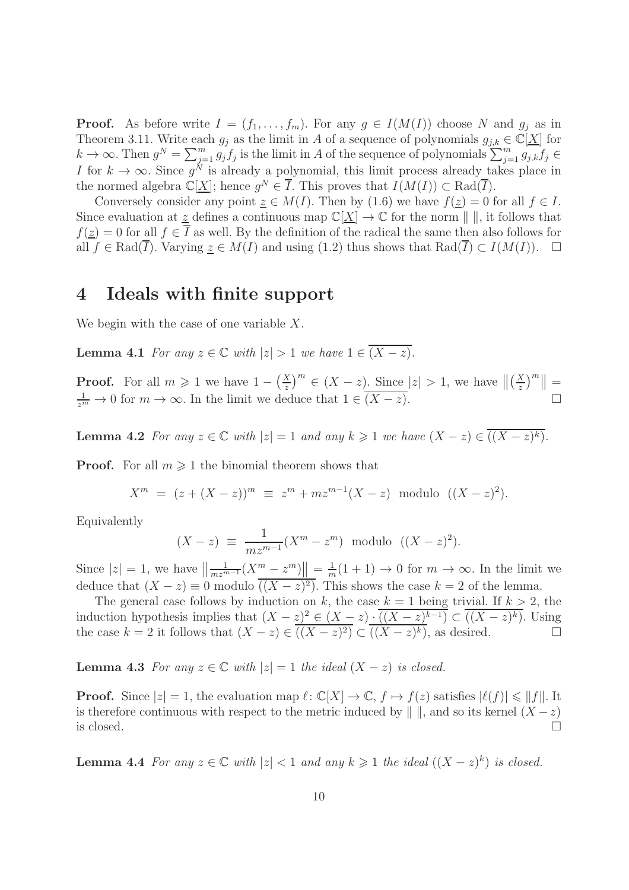**Proof.** As before write $I = (f_1, \ldots, f_m)$. For any $g \in I(M(I))$ choose $N$ and $g_j$ as in Theorem 3.11. Write each $g_j$ as the limit in $A$ of a sequence of polynomials $g_{j,k} \in \mathbb{C}[\underline{X}]$ for $k \to \infty$. Then $g^N = \sum_{j=1}^m g_j f_j$ is the limit in $A$ of the sequence of polynomials $\sum_{j=1}^m g_{j,k} f_j \in I$ for $k \to \infty$. Since $g^N$ is already a polynomial, this limit process already takes place in the normed algebra $\mathbb{C}[\underline{X}]$; hence $g^N \in \overline{I}$. This proves that $I(M(I)) \subset \mathrm{Rad}(\overline{I})$.

Conversely consider any point $\underline{z} \in M(I)$. Then by (1.6) we have $f(\underline{z}) = 0$ for all $f \in I$. Since evaluation at $\underline{z}$ defines a continuous map $\mathbb{C}[\underline{X}] \to \mathbb{C}$ for the norm $\| \, \|$, it follows that $f(\underline{z}) = 0$ for all $f \in \overline{I}$ as well. By the definition of the radical the same then also follows for all $f \in \mathrm{Rad}(\overline{I})$. Varying $\underline{z} \in M(I)$ and using (1.2) thus shows that $\mathrm{Rad}(\overline{I}) \subset I(M(I))$. $\square$

# 4 Ideals with finite support

We begin with the case of one variable $X$.

**Lemma 4.1** *For any $z \in \mathbb{C}$ with $|z| > 1$ we have $1 \in \overline{(X - z)}$.*

**Proof.** For all $m \geqslant 1$ we have $1 - \left(\frac{X}{z}\right)^m \in (X - z)$. Since $|z| > 1$, we have $\left\|\left(\frac{X}{z}\right)^m\right\| = \frac{1}{z^m} \to 0$ for $m \to \infty$. In the limit we deduce that $1 \in \overline{(X - z)}$. $\square$

**Lemma 4.2** *For any $z \in \mathbb{C}$ with $|z| = 1$ and any $k \geqslant 1$ we have $(X - z) \in \overline{((X - z)^k)}$.*

**Proof.** For all $m \geqslant 1$ the binomial theorem shows that

$$X^m \; = \; (z + (X - z))^m \; \equiv \; z^m + mz^{m-1}(X - z) \;\; \text{modulo} \;\; ((X - z)^2).$$

Equivalently

$$(X - z) \; \equiv \; \frac{1}{mz^{m-1}}(X^m - z^m) \;\; \text{modulo} \;\; ((X - z)^2).$$

Since $|z| = 1$, we have $\left\|\frac{1}{mz^{m-1}}(X^m - z^m)\right\| = \frac{1}{m}(1 + 1) \to 0$ for $m \to \infty$. In the limit we deduce that $(X - z) \equiv 0$ modulo $\overline{((X - z)^2)}$. This shows the case $k = 2$ of the lemma.

The general case follows by induction on $k$, the case $k = 1$ being trivial. If $k > 2$, the induction hypothesis implies that $(X - z)^2 \in (X - z) \cdot \overline{((X - z)^{k-1})} \subset \overline{((X - z)^k)}$. Using the case $k = 2$ it follows that $(X - z) \in \overline{((X - z)^2)} \subset \overline{((X - z)^k)}$, as desired. $\square$

**Lemma 4.3** *For any $z \in \mathbb{C}$ with $|z| = 1$ the ideal $(X - z)$ is closed.*

**Proof.** Since $|z| = 1$, the evaluation map $\ell \colon \mathbb{C}[X] \to \mathbb{C}$, $f \mapsto f(z)$ satisfies $|\ell(f)| \leqslant \|f\|$. It is therefore continuous with respect to the metric induced by $\| \, \|$, and so its kernel $(X - z)$ is closed. $\square$

**Lemma 4.4** *For any $z \in \mathbb{C}$ with $|z| < 1$ and any $k \geqslant 1$ the ideal $((X - z)^k)$ is closed.*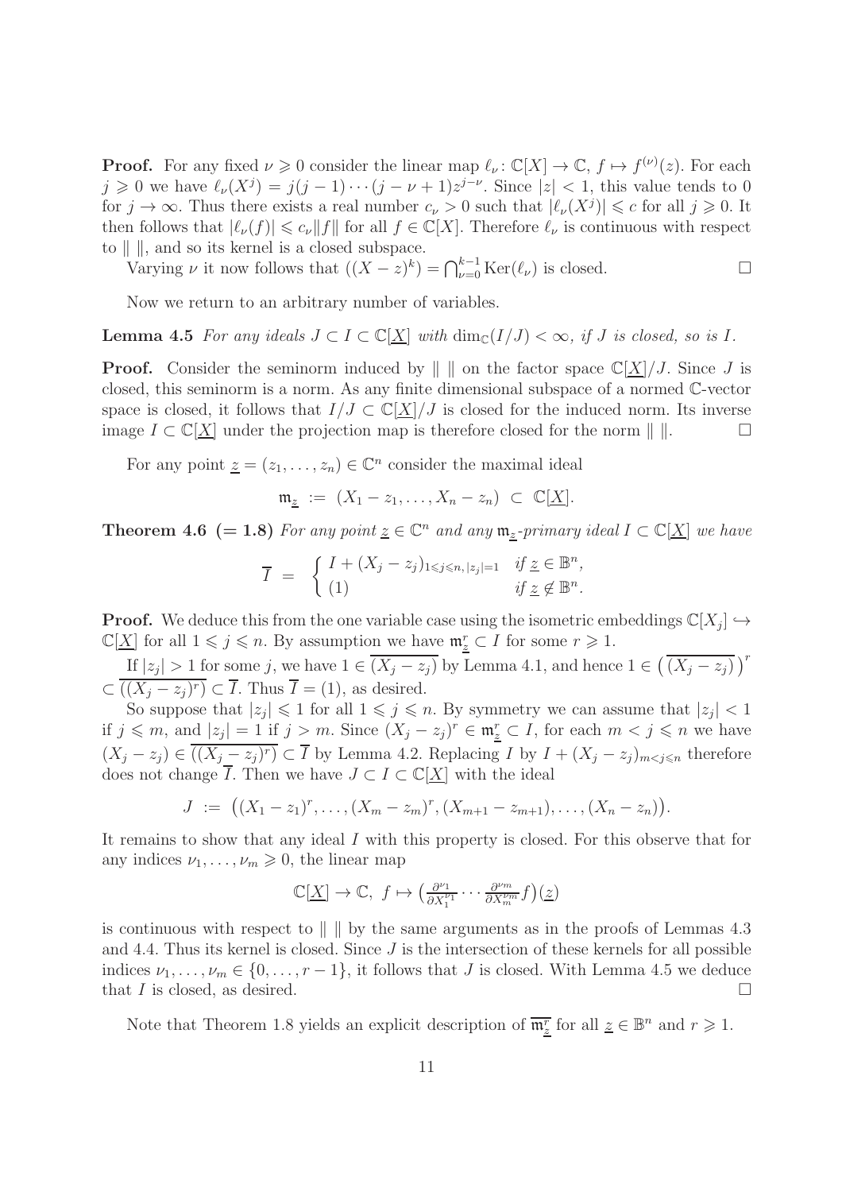**Proof.** For any fixed $\nu \geqslant 0$ consider the linear map $\ell_\nu \colon \mathbb{C}[X] \to \mathbb{C}$, $f \mapsto f^{(\nu)}(z)$. For each $j \geqslant 0$ we have $\ell_\nu(X^j) = j(j-1)\cdots(j-\nu+1)z^{j-\nu}$. Since $|z|<1$, this value tends to 0 for $j \to \infty$. Thus there exists a real number $c_\nu > 0$ such that $|\ell_\nu(X^j)| \leqslant c$ for all $j \geqslant 0$. It then follows that $|\ell_\nu(f)| \leqslant c_\nu \|f\|$ for all $f \in \mathbb{C}[X]$. Therefore $\ell_\nu$ is continuous with respect to $\| \; \|$, and so its kernel is a closed subspace.

Varying $\nu$ it now follows that $((X-z)^k) = \bigcap_{\nu=0}^{k-1} \operatorname{Ker}(\ell_\nu)$ is closed. $\square$

Now we return to an arbitrary number of variables.

**Lemma 4.5** *For any ideals $J \subset I \subset \mathbb{C}[\underline{X}]$ with $\dim_{\mathbb{C}}(I/J) < \infty$, if $J$ is closed, so is $I$.*

**Proof.** Consider the seminorm induced by $\| \; \|$ on the factor space $\mathbb{C}[\underline{X}]/J$. Since $J$ is closed, this seminorm is a norm. As any finite dimensional subspace of a normed $\mathbb{C}$-vector space is closed, it follows that $I/J \subset \mathbb{C}[\underline{X}]/J$ is closed for the induced norm. Its inverse image $I \subset \mathbb{C}[\underline{X}]$ under the projection map is therefore closed for the norm $\| \; \|$. $\square$

For any point $\underline{z} = (z_1, \ldots, z_n) \in \mathbb{C}^n$ consider the maximal ideal

$$\mathfrak{m}_{\underline{z}} \;:=\; (X_1 - z_1, \ldots, X_n - z_n) \;\subset\; \mathbb{C}[\underline{X}].$$

**Theorem 4.6 (= 1.8)** *For any point $\underline{z} \in \mathbb{C}^n$ and any $\mathfrak{m}_{\underline{z}}$-primary ideal $I \subset \mathbb{C}[\underline{X}]$ we have*

$$\overline{I} \;=\; \begin{cases} I + (X_j - z_j)_{1 \leqslant j \leqslant n,\, |z_j|=1} & \text{if } \underline{z} \in \mathbb{B}^n, \\ (1) & \text{if } \underline{z} \notin \mathbb{B}^n. \end{cases}$$

**Proof.** We deduce this from the one variable case using the isometric embeddings $\mathbb{C}[X_j] \hookrightarrow \mathbb{C}[\underline{X}]$ for all $1 \leqslant j \leqslant n$. By assumption we have $\mathfrak{m}_{\underline{z}}^r \subset I$ for some $r \geqslant 1$.

If $|z_j| > 1$ for some $j$, we have $1 \in \overline{(X_j - z_j)}$ by Lemma 4.1, and hence $1 \in \big(\overline{(X_j - z_j)}\big)^r \subset \overline{((X_j - z_j)^r)} \subset \overline{I}$. Thus $\overline{I} = (1)$, as desired.

So suppose that $|z_j| \leqslant 1$ for all $1 \leqslant j \leqslant n$. By symmetry we can assume that $|z_j| < 1$ if $j \leqslant m$, and $|z_j| = 1$ if $j > m$. Since $(X_j - z_j)^r \in \mathfrak{m}_{\underline{z}}^r \subset I$, for each $m < j \leqslant n$ we have $(X_j - z_j) \in \overline{((X_j - z_j)^r)} \subset \overline{I}$ by Lemma 4.2. Replacing $I$ by $I + (X_j - z_j)_{m<j\leqslant n}$ therefore does not change $\overline{I}$. Then we have $J \subset I \subset \mathbb{C}[\underline{X}]$ with the ideal

$$J \;:=\; \big((X_1 - z_1)^r, \ldots, (X_m - z_m)^r, (X_{m+1} - z_{m+1}), \ldots, (X_n - z_n)\big).$$

It remains to show that any ideal $I$ with this property is closed. For this observe that for any indices $\nu_1, \ldots, \nu_m \geqslant 0$, the linear map

$$\mathbb{C}[\underline{X}] \to \mathbb{C},\; f \mapsto \big(\tfrac{\partial^{\nu_1}}{\partial X_1^{\nu_1}} \cdots \tfrac{\partial^{\nu_m}}{\partial X_m^{\nu_m}} f\big)(\underline{z})$$

is continuous with respect to $\| \; \|$ by the same arguments as in the proofs of Lemmas 4.3 and 4.4. Thus its kernel is closed. Since $J$ is the intersection of these kernels for all possible indices $\nu_1, \ldots, \nu_m \in \{0, \ldots, r-1\}$, it follows that $J$ is closed. With Lemma 4.5 we deduce that $I$ is closed, as desired. $\square$

Note that Theorem 1.8 yields an explicit description of $\overline{\mathfrak{m}_{\underline{z}}^r}$ for all $\underline{z} \in \mathbb{B}^n$ and $r \geqslant 1$.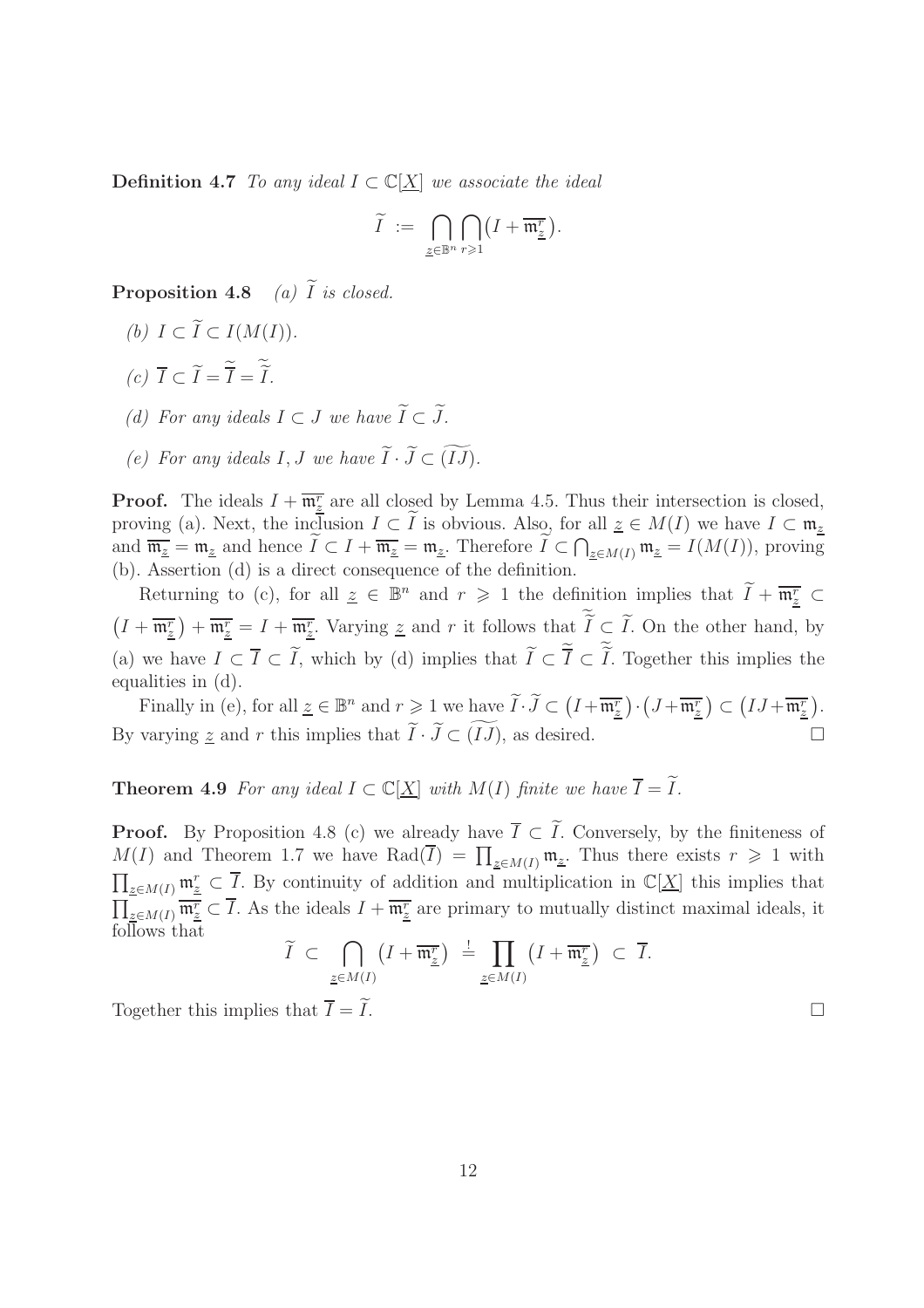**Definition 4.7** *To any ideal $I \subset \mathbb{C}[\underline{X}]$ we associate the ideal*

$$\widetilde{I} \;:=\; \bigcap_{\underline{z}\in\mathbb{B}^n} \bigcap_{r\geqslant 1} \big(I + \overline{\mathfrak{m}_{\underline{z}}^r}\big).$$

**Proposition 4.8** *(a) $\widetilde{I}$ is closed.*

*(b) $I \subset \widetilde{I} \subset I(M(I))$.*

*(c) $\overline{I} \subset \widetilde{I} = \widetilde{\overline{I}} = \widetilde{\widetilde{I}}$.*

*(d) For any ideals $I \subset J$ we have $\widetilde{I} \subset \widetilde{J}$.*

*(e) For any ideals $I, J$ we have $\widetilde{I}\cdot\widetilde{J} \subset \widetilde{(IJ)}$.*

**Proof.** The ideals $I + \overline{\mathfrak{m}_{\underline{z}}^r}$ are all closed by Lemma 4.5. Thus their intersection is closed, proving (a). Next, the inclusion $I \subset \widetilde{I}$ is obvious. Also, for all $\underline{z} \in M(I)$ we have $I \subset \mathfrak{m}_{\underline{z}}$ and $\overline{\mathfrak{m}_{\underline{z}}} = \mathfrak{m}_{\underline{z}}$ and hence $\widetilde{I} \subset I + \overline{\mathfrak{m}_{\underline{z}}} = \mathfrak{m}_{\underline{z}}$. Therefore $\widetilde{I} \subset \bigcap_{\underline{z}\in M(I)} \mathfrak{m}_{\underline{z}} = I(M(I))$, proving (b). Assertion (d) is a direct consequence of the definition.

Returning to (c), for all $\underline{z} \in \mathbb{B}^n$ and $r \geqslant 1$ the definition implies that $\widetilde{I} + \overline{\mathfrak{m}_{\underline{z}}^r} \subset \big(I + \overline{\mathfrak{m}_{\underline{z}}^r}\big) + \overline{\mathfrak{m}_{\underline{z}}^r} = I + \overline{\mathfrak{m}_{\underline{z}}^r}$. Varying $\underline{z}$ and $r$ it follows that $\widetilde{\widetilde{I}} \subset \widetilde{I}$. On the other hand, by (a) we have $I \subset \overline{I} \subset \widetilde{I}$, which by (d) implies that $\widetilde{I} \subset \widetilde{\overline{I}} \subset \widetilde{\widetilde{I}}$. Together this implies the equalities in (d).

Finally in (e), for all $\underline{z} \in \mathbb{B}^n$ and $r \geqslant 1$ we have $\widetilde{I}\cdot\widetilde{J} \subset \big(I+\overline{\mathfrak{m}_{\underline{z}}^r}\big)\cdot\big(J+\overline{\mathfrak{m}_{\underline{z}}^r}\big) \subset \big(IJ+\overline{\mathfrak{m}_{\underline{z}}^r}\big)$. By varying $\underline{z}$ and $r$ this implies that $\widetilde{I}\cdot\widetilde{J} \subset \widetilde{(IJ)}$, as desired. $\square$

**Theorem 4.9** *For any ideal $I \subset \mathbb{C}[\underline{X}]$ with $M(I)$ finite we have $\overline{I} = \widetilde{I}$.*

**Proof.** By Proposition 4.8 (c) we already have $\overline{I} \subset \widetilde{I}$. Conversely, by the finiteness of $M(I)$ and Theorem 1.7 we have $\mathrm{Rad}(\overline{I}) = \prod_{\underline{z}\in M(I)} \mathfrak{m}_{\underline{z}}$. Thus there exists $r \geqslant 1$ with $\prod_{\underline{z}\in M(I)} \mathfrak{m}_{\underline{z}}^r \subset \overline{I}$. By continuity of addition and multiplication in $\mathbb{C}[\underline{X}]$ this implies that $\prod_{\underline{z}\in M(I)} \overline{\mathfrak{m}_{\underline{z}}^r} \subset \overline{I}$. As the ideals $I + \overline{\mathfrak{m}_{\underline{z}}^r}$ are primary to mutually distinct maximal ideals, it follows that

$$\widetilde{I} \;\subset\; \bigcap_{\underline{z}\in M(I)} \big(I + \overline{\mathfrak{m}_{\underline{z}}^r}\big) \;\stackrel{!}{=}\; \prod_{\underline{z}\in M(I)} \big(I + \overline{\mathfrak{m}_{\underline{z}}^r}\big) \;\subset\; \overline{I}.$$

Together this implies that $\overline{I} = \widetilde{I}$. $\square$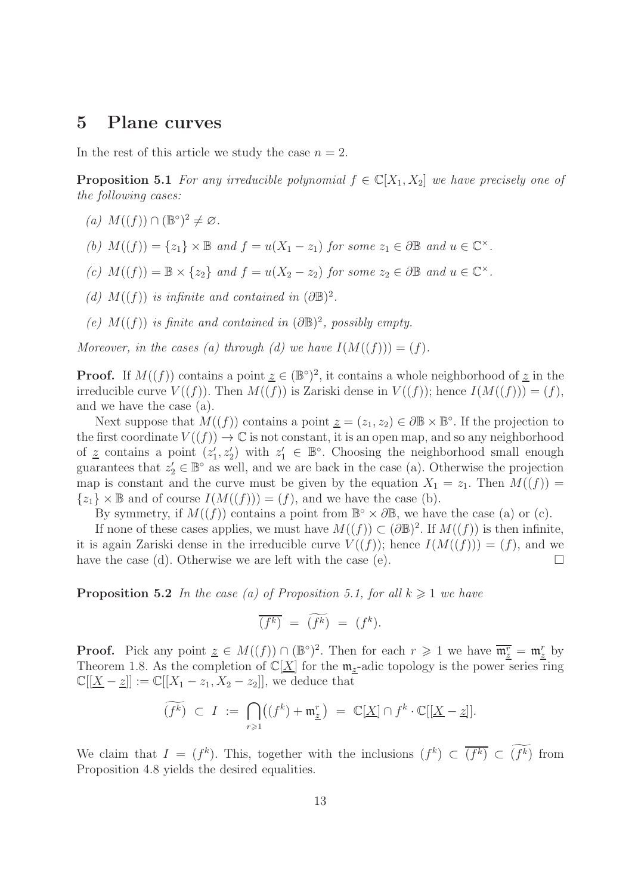# 5 Plane curves

In the rest of this article we study the case $n = 2$.

**Proposition 5.1** *For any irreducible polynomial $f \in \mathbb{C}[X_1, X_2]$ we have precisely one of the following cases:*

*(a) $M((f)) \cap (\mathbb{B}^\circ)^2 \neq \varnothing$.*

*(b) $M((f)) = \{z_1\} \times \mathbb{B}$ and $f = u(X_1 - z_1)$ for some $z_1 \in \partial\mathbb{B}$ and $u \in \mathbb{C}^\times$.*

*(c) $M((f)) = \mathbb{B} \times \{z_2\}$ and $f = u(X_2 - z_2)$ for some $z_2 \in \partial\mathbb{B}$ and $u \in \mathbb{C}^\times$.*

*(d) $M((f))$ is infinite and contained in $(\partial\mathbb{B})^2$.*

*(e) $M((f))$ is finite and contained in $(\partial\mathbb{B})^2$, possibly empty.*

*Moreover, in the cases (a) through (d) we have $I(M((f))) = (f)$.*

**Proof.** If $M((f))$ contains a point $\underline{z} \in (\mathbb{B}^\circ)^2$, it contains a whole neighborhood of $\underline{z}$ in the irreducible curve $V((f))$. Then $M((f))$ is Zariski dense in $V((f))$; hence $I(M((f))) = (f)$, and we have the case (a).

Next suppose that $M((f))$ contains a point $\underline{z} = (z_1, z_2) \in \partial\mathbb{B} \times \mathbb{B}^\circ$. If the projection to the first coordinate $V((f)) \to \mathbb{C}$ is not constant, it is an open map, and so any neighborhood of $\underline{z}$ contains a point $(z_1', z_2')$ with $z_1' \in \mathbb{B}^\circ$. Choosing the neighborhood small enough guarantees that $z_2' \in \mathbb{B}^\circ$ as well, and we are back in the case (a). Otherwise the projection map is constant and the curve must be given by the equation $X_1 = z_1$. Then $M((f)) = \{z_1\} \times \mathbb{B}$ and of course $I(M((f))) = (f)$, and we have the case (b).

By symmetry, if $M((f))$ contains a point from $\mathbb{B}^\circ \times \partial\mathbb{B}$, we have the case (a) or (c).

If none of these cases applies, we must have $M((f)) \subset (\partial\mathbb{B})^2$. If $M((f))$ is then infinite, it is again Zariski dense in the irreducible curve $V((f))$; hence $I(M((f))) = (f)$, and we have the case (d). Otherwise we are left with the case (e). $\square$

**Proposition 5.2** *In the case (a) of Proposition 5.1, for all $k \geqslant 1$ we have*

$$\overline{(f^k)} \;=\; \widetilde{(f^k)} \;=\; (f^k).$$

**Proof.** Pick any point $\underline{z} \in M((f)) \cap (\mathbb{B}^\circ)^2$. Then for each $r \geqslant 1$ we have $\overline{\mathfrak{m}_{\underline{z}}^r} = \mathfrak{m}_{\underline{z}}^r$ by Theorem 1.8. As the completion of $\mathbb{C}[\underline{X}]$ for the $\mathfrak{m}_{\underline{z}}$-adic topology is the power series ring $\mathbb{C}[[\underline{X} - \underline{z}]] := \mathbb{C}[[X_1 - z_1, X_2 - z_2]]$, we deduce that

$$\widetilde{(f^k)} \;\subset\; I \;:=\; \bigcap_{r \geqslant 1} \big( (f^k) + \mathfrak{m}_{\underline{z}}^r \big) \;=\; \mathbb{C}[\underline{X}] \cap f^k \cdot \mathbb{C}[[\underline{X} - \underline{z}]].$$

We claim that $I = (f^k)$. This, together with the inclusions $(f^k) \subset \overline{(f^k)} \subset \widetilde{(f^k)}$ from Proposition 4.8 yields the desired equalities.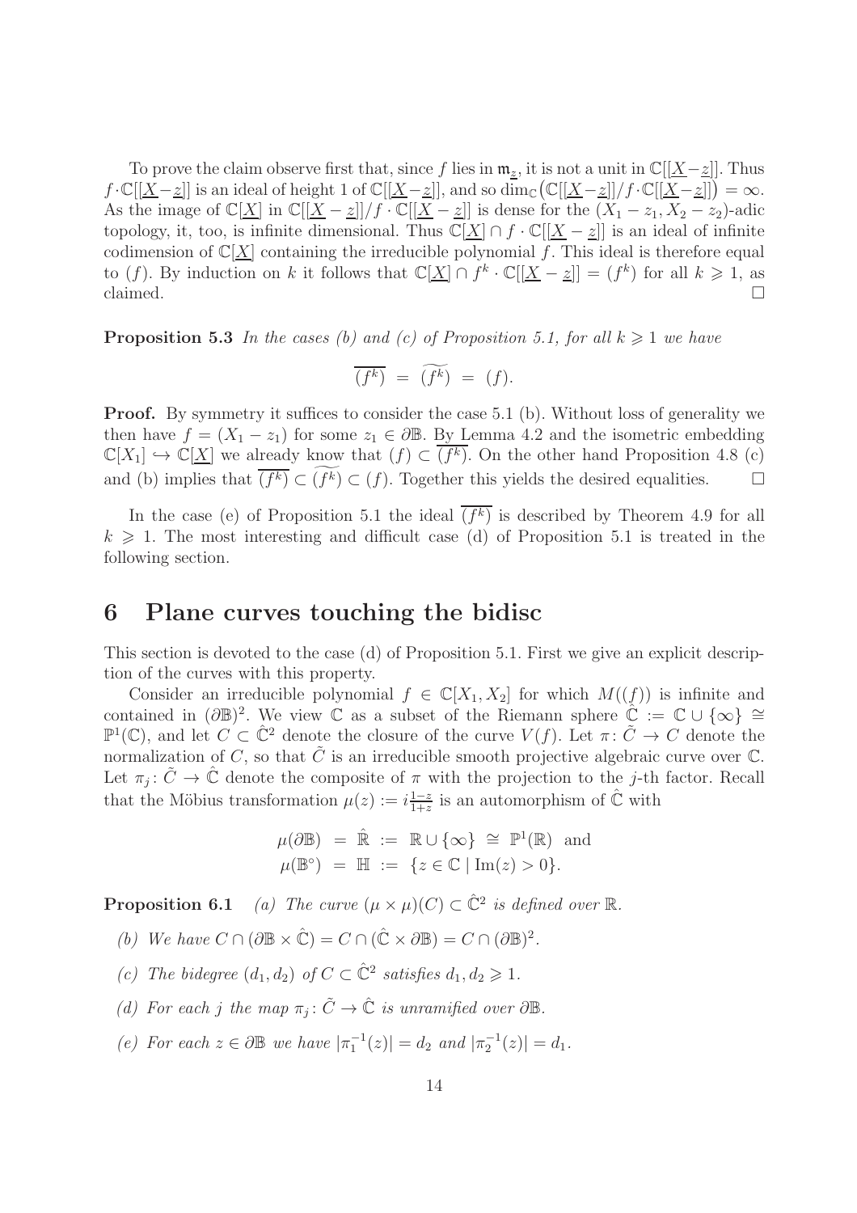To prove the claim observe first that, since $f$ lies in $\mathfrak{m}_{\underline{z}}$, it is not a unit in $\mathbb{C}[[\underline{X}-\underline{z}]]$. Thus $f\cdot\mathbb{C}[[\underline{X}-\underline{z}]]$ is an ideal of height 1 of $\mathbb{C}[[\underline{X}-\underline{z}]]$, and so $\dim_{\mathbb{C}}\big(\mathbb{C}[[\underline{X}-\underline{z}]]/f\cdot\mathbb{C}[[\underline{X}-\underline{z}]]\big)=\infty$. As the image of $\mathbb{C}[\underline{X}]$ in $\mathbb{C}[[\underline{X}-\underline{z}]]/f\cdot\mathbb{C}[[\underline{X}-\underline{z}]]$ is dense for the $(X_1-z_1,X_2-z_2)$-adic topology, it, too, is infinite dimensional. Thus $\mathbb{C}[\underline{X}]\cap f\cdot\mathbb{C}[[\underline{X}-\underline{z}]]$ is an ideal of infinite codimension of $\mathbb{C}[\underline{X}]$ containing the irreducible polynomial $f$. This ideal is therefore equal to $(f)$. By induction on $k$ it follows that $\mathbb{C}[\underline{X}]\cap f^k\cdot\mathbb{C}[[\underline{X}-\underline{z}]]=(f^k)$ for all $k\geqslant 1$, as claimed. $\square$

**Proposition 5.3** *In the cases (b) and (c) of Proposition 5.1, for all $k\geqslant 1$ we have*

$$\overline{(f^k)} \;=\; \widetilde{(f^k)} \;=\; (f).$$

**Proof.** By symmetry it suffices to consider the case 5.1 (b). Without loss of generality we then have $f=(X_1-z_1)$ for some $z_1\in\partial\mathbb{B}$. By Lemma 4.2 and the isometric embedding $\mathbb{C}[X_1]\hookrightarrow\mathbb{C}[\underline{X}]$ we already know that $(f)\subset\overline{(f^k)}$. On the other hand Proposition 4.8 (c) and (b) implies that $\overline{(f^k)}\subset\widetilde{(f^k)}\subset(f)$. Together this yields the desired equalities. $\square$

In the case (e) of Proposition 5.1 the ideal $\overline{(f^k)}$ is described by Theorem 4.9 for all $k\geqslant 1$. The most interesting and difficult case (d) of Proposition 5.1 is treated in the following section.

# 6 Plane curves touching the bidisc

This section is devoted to the case (d) of Proposition 5.1. First we give an explicit description of the curves with this property.

Consider an irreducible polynomial $f\in\mathbb{C}[X_1,X_2]$ for which $M((f))$ is infinite and contained in $(\partial\mathbb{B})^2$. We view $\mathbb{C}$ as a subset of the Riemann sphere $\hat{\mathbb{C}}:=\mathbb{C}\cup\{\infty\}\cong\mathbb{P}^1(\mathbb{C})$, and let $C\subset\hat{\mathbb{C}}^2$ denote the closure of the curve $V(f)$. Let $\pi\colon\tilde{C}\to C$ denote the normalization of $C$, so that $\tilde{C}$ is an irreducible smooth projective algebraic curve over $\mathbb{C}$. Let $\pi_j\colon\tilde{C}\to\hat{\mathbb{C}}$ denote the composite of $\pi$ with the projection to the $j$-th factor. Recall that the Möbius transformation $\mu(z):=i\frac{1-z}{1+z}$ is an automorphism of $\hat{\mathbb{C}}$ with

$$\mu(\partial\mathbb{B}) \;=\; \hat{\mathbb{R}} \;:=\; \mathbb{R}\cup\{\infty\} \;\cong\; \mathbb{P}^1(\mathbb{R}) \;\text{ and}$$
$$\mu(\mathbb{B}^\circ) \;=\; \mathbb{H} \;:=\; \{z\in\mathbb{C}\mid \mathrm{Im}(z)>0\}.$$

**Proposition 6.1** *(a) The curve $(\mu\times\mu)(C)\subset\hat{\mathbb{C}}^2$ is defined over $\mathbb{R}$.*

*(b) We have $C\cap(\partial\mathbb{B}\times\hat{\mathbb{C}})=C\cap(\hat{\mathbb{C}}\times\partial\mathbb{B})=C\cap(\partial\mathbb{B})^2$.*

*(c) The bidegree $(d_1,d_2)$ of $C\subset\hat{\mathbb{C}}^2$ satisfies $d_1,d_2\geqslant 1$.*

*(d) For each $j$ the map $\pi_j\colon\tilde{C}\to\hat{\mathbb{C}}$ is unramified over $\partial\mathbb{B}$.*

*(e) For each $z\in\partial\mathbb{B}$ we have $|\pi_1^{-1}(z)|=d_2$ and $|\pi_2^{-1}(z)|=d_1$.*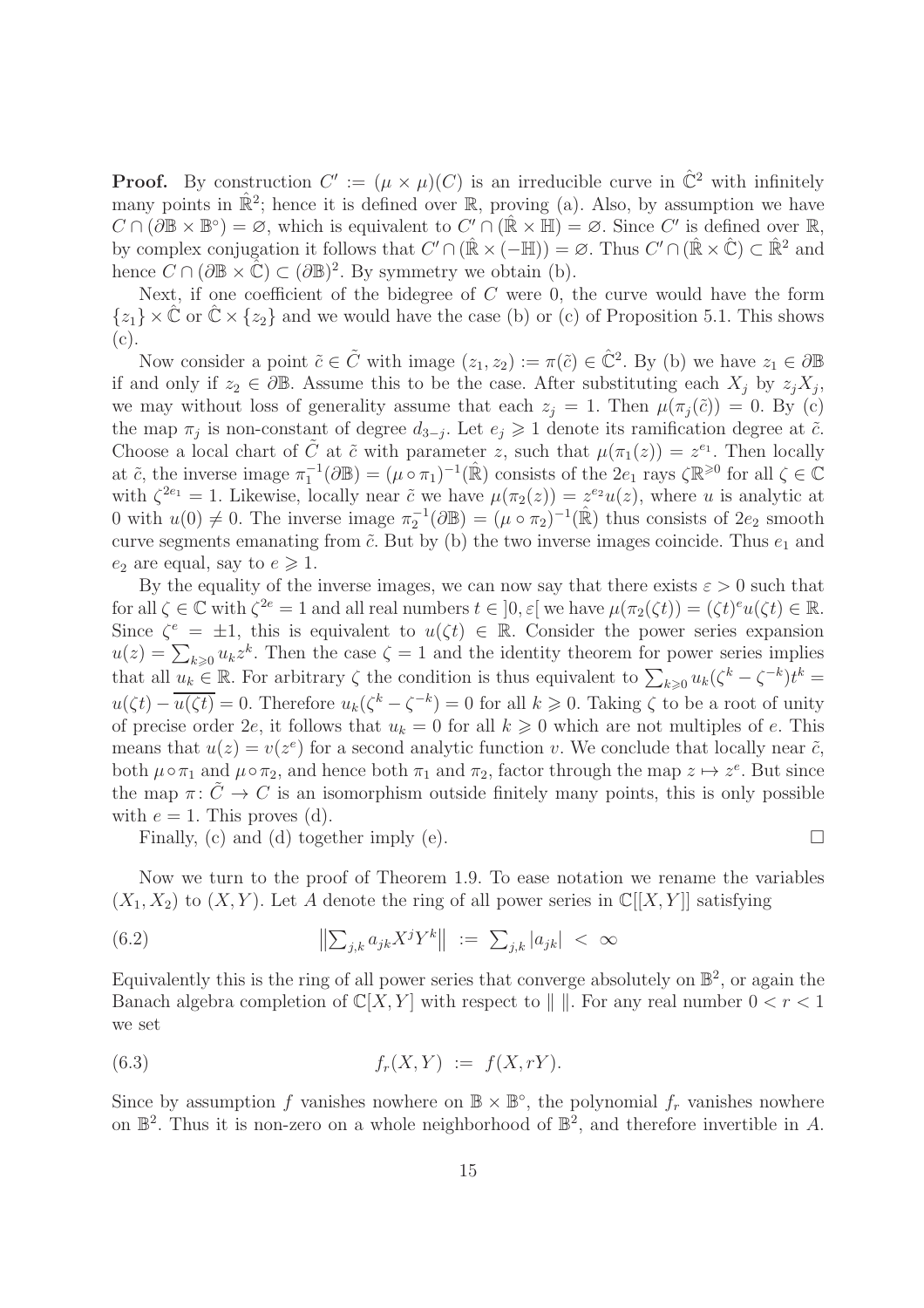**Proof.** By construction $C' := (\mu \times \mu)(C)$ is an irreducible curve in $\hat{\mathbb{C}}^2$ with infinitely many points in $\hat{\mathbb{R}}^2$; hence it is defined over $\mathbb{R}$, proving (a). Also, by assumption we have $C \cap (\partial\mathbb{B} \times \mathbb{B}^\circ) = \varnothing$, which is equivalent to $C' \cap (\hat{\mathbb{R}} \times \mathbb{H}) = \varnothing$. Since $C'$ is defined over $\mathbb{R}$, by complex conjugation it follows that $C' \cap (\hat{\mathbb{R}} \times (-\mathbb{H})) = \varnothing$. Thus $C' \cap (\hat{\mathbb{R}} \times \hat{\mathbb{C}}) \subset \hat{\mathbb{R}}^2$ and hence $C \cap (\partial\mathbb{B} \times \hat{\mathbb{C}}) \subset (\partial\mathbb{B})^2$. By symmetry we obtain (b).

Next, if one coefficient of the bidegree of $C$ were 0, the curve would have the form $\{z_1\} \times \hat{\mathbb{C}}$ or $\hat{\mathbb{C}} \times \{z_2\}$ and we would have the case (b) or (c) of Proposition 5.1. This shows (c).

Now consider a point $\tilde{c} \in \tilde{C}$ with image $(z_1, z_2) := \pi(\tilde{c}) \in \hat{\mathbb{C}}^2$. By (b) we have $z_1 \in \partial\mathbb{B}$ if and only if $z_2 \in \partial\mathbb{B}$. Assume this to be the case. After substituting each $X_j$ by $z_j X_j$, we may without loss of generality assume that each $z_j = 1$. Then $\mu(\pi_j(\tilde{c})) = 0$. By (c) the map $\pi_j$ is non-constant of degree $d_{3-j}$. Let $e_j \geqslant 1$ denote its ramification degree at $\tilde{c}$. Choose a local chart of $\tilde{C}$ at $\tilde{c}$ with parameter $z$, such that $\mu(\pi_1(z)) = z^{e_1}$. Then locally at $\tilde{c}$, the inverse image $\pi_1^{-1}(\partial\mathbb{B}) = (\mu \circ \pi_1)^{-1}(\hat{\mathbb{R}})$ consists of the $2e_1$ rays $\zeta\mathbb{R}^{\geqslant 0}$ for all $\zeta \in \mathbb{C}$ with $\zeta^{2e_1} = 1$. Likewise, locally near $\tilde{c}$ we have $\mu(\pi_2(z)) = z^{e_2}u(z)$, where $u$ is analytic at 0 with $u(0) \neq 0$. The inverse image $\pi_2^{-1}(\partial\mathbb{B}) = (\mu \circ \pi_2)^{-1}(\hat{\mathbb{R}})$ thus consists of $2e_2$ smooth curve segments emanating from $\tilde{c}$. But by (b) the two inverse images coincide. Thus $e_1$ and $e_2$ are equal, say to $e \geqslant 1$.

By the equality of the inverse images, we can now say that there exists $\varepsilon > 0$ such that for all $\zeta \in \mathbb{C}$ with $\zeta^{2e} = 1$ and all real numbers $t \in ]0, \varepsilon[$ we have $\mu(\pi_2(\zeta t)) = (\zeta t)^e u(\zeta t) \in \mathbb{R}$. Since $\zeta^e = \pm 1$, this is equivalent to $u(\zeta t) \in \mathbb{R}$. Consider the power series expansion $u(z) = \sum_{k \geqslant 0} u_k z^k$. Then the case $\zeta = 1$ and the identity theorem for power series implies that all $u_k \in \mathbb{R}$. For arbitrary $\zeta$ the condition is thus equivalent to $\sum_{k\geqslant 0} u_k(\zeta^k - \zeta^{-k})t^k = u(\zeta t) - \overline{u(\zeta t)} = 0$. Therefore $u_k(\zeta^k - \zeta^{-k}) = 0$ for all $k \geqslant 0$. Taking $\zeta$ to be a root of unity of precise order $2e$, it follows that $u_k = 0$ for all $k \geqslant 0$ which are not multiples of $e$. This means that $u(z) = v(z^e)$ for a second analytic function $v$. We conclude that locally near $\tilde{c}$, both $\mu \circ \pi_1$ and $\mu \circ \pi_2$, and hence both $\pi_1$ and $\pi_2$, factor through the map $z \mapsto z^e$. But since the map $\pi\colon \tilde{C} \to C$ is an isomorphism outside finitely many points, this is only possible with $e = 1$. This proves (d).

Finally, (c) and (d) together imply (e). $\square$

Now we turn to the proof of Theorem 1.9. To ease notation we rename the variables $(X_1, X_2)$ to $(X, Y)$. Let $A$ denote the ring of all power series in $\mathbb{C}[[X, Y]]$ satisfying

$$\left\|\textstyle\sum_{j,k} a_{jk} X^j Y^k\right\| \;:=\; \textstyle\sum_{j,k} |a_{jk}| \;<\; \infty \tag{6.2}$$

Equivalently this is the ring of all power series that converge absolutely on $\mathbb{B}^2$, or again the Banach algebra completion of $\mathbb{C}[X, Y]$ with respect to $\|\ \|$. For any real number $0 < r < 1$ we set

$$f_r(X, Y) \;:=\; f(X, rY). \tag{6.3}$$

Since by assumption $f$ vanishes nowhere on $\mathbb{B} \times \mathbb{B}^\circ$, the polynomial $f_r$ vanishes nowhere on $\mathbb{B}^2$. Thus it is non-zero on a whole neighborhood of $\mathbb{B}^2$, and therefore invertible in $A$.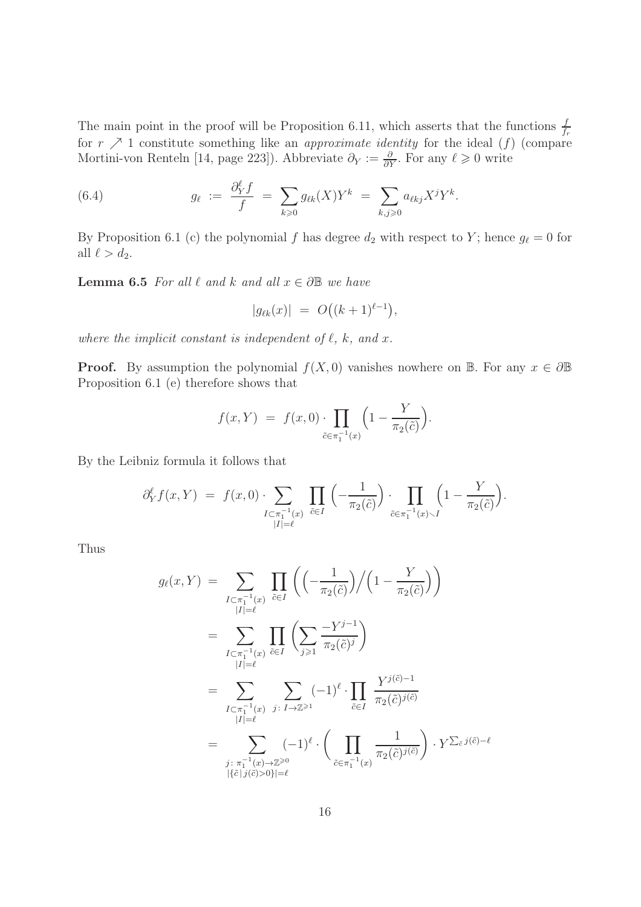The main point in the proof will be Proposition 6.11, which asserts that the functions $\frac{f}{f_r}$ for $r \nearrow 1$ constitute something like an *approximate identity* for the ideal $(f)$ (compare Mortini-von Renteln [14, page 223]). Abbreviate $\partial_Y := \frac{\partial}{\partial Y}$. For any $\ell \geqslant 0$ write

$$
g_\ell \;:=\; \frac{\partial_Y^\ell f}{f} \;=\; \sum_{k \geqslant 0} g_{\ell k}(X) Y^k \;=\; \sum_{k,j \geqslant 0} a_{\ell k j} X^j Y^k. \tag{6.4}
$$

By Proposition 6.1 (c) the polynomial $f$ has degree $d_2$ with respect to $Y$; hence $g_\ell = 0$ for all $\ell > d_2$.

**Lemma 6.5** *For all $\ell$ and $k$ and all $x \in \partial\mathbb{B}$ we have*

$$
|g_{\ell k}(x)| \;=\; O\big((k+1)^{\ell-1}\big),
$$

*where the implicit constant is independent of $\ell$, $k$, and $x$.*

**Proof.** By assumption the polynomial $f(X,0)$ vanishes nowhere on $\mathbb{B}$. For any $x \in \partial\mathbb{B}$ Proposition 6.1 (e) therefore shows that

$$
f(x,Y) \;=\; f(x,0) \cdot \prod_{\tilde{c} \in \pi_1^{-1}(x)} \Big(1 - \frac{Y}{\pi_2(\tilde{c})}\Big).
$$

By the Leibniz formula it follows that

$$
\partial_Y^\ell f(x,Y) \;=\; f(x,0) \cdot \sum_{\substack{I \subset \pi_1^{-1}(x) \\ |I| = \ell}} \prod_{\tilde{c} \in I} \Big(-\frac{1}{\pi_2(\tilde{c})}\Big) \cdot \prod_{\tilde{c} \in \pi_1^{-1}(x) \smallsetminus I} \Big(1 - \frac{Y}{\pi_2(\tilde{c})}\Big).
$$

Thus

$$
\begin{aligned}
g_\ell(x,Y) \;&=\; \sum_{\substack{I \subset \pi_1^{-1}(x) \\ |I| = \ell}} \prod_{\tilde{c} \in I} \Big( \Big(-\frac{1}{\pi_2(\tilde{c})}\Big) \Big/ \Big(1 - \frac{Y}{\pi_2(\tilde{c})}\Big) \Big) \\
&=\; \sum_{\substack{I \subset \pi_1^{-1}(x) \\ |I| = \ell}} \prod_{\tilde{c} \in I} \Big( \sum_{j \geqslant 1} \frac{-Y^{j-1}}{\pi_2(\tilde{c})^j} \Big) \\
&=\; \sum_{\substack{I \subset \pi_1^{-1}(x) \\ |I| = \ell}} \; \sum_{j \colon I \to \mathbb{Z}^{\geqslant 1}} (-1)^\ell \cdot \prod_{\tilde{c} \in I} \frac{Y^{j(\tilde{c})-1}}{\pi_2(\tilde{c})^{j(\tilde{c})}} \\
&=\; \sum_{\substack{j \colon \pi_1^{-1}(x) \to \mathbb{Z}^{\geqslant 0} \\ |\{\tilde{c} \,|\, j(\tilde{c}) > 0\}| = \ell}} (-1)^\ell \cdot \Big( \prod_{\tilde{c} \in \pi_1^{-1}(x)} \frac{1}{\pi_2(\tilde{c})^{j(\tilde{c})}} \Big) \cdot Y^{\sum_{\tilde{c}} j(\tilde{c}) - \ell}
\end{aligned}
$$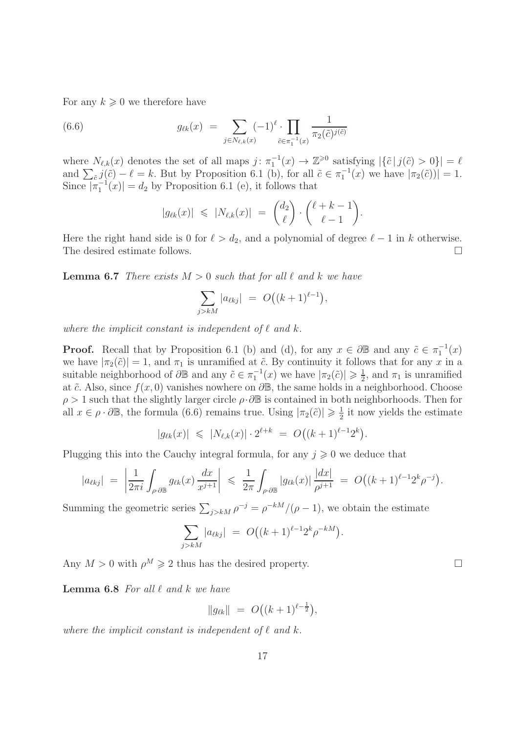For any $k \geqslant 0$ we therefore have

$$g_{\ell k}(x) \;=\; \sum_{j \in N_{\ell,k}(x)} (-1)^{\ell} \cdot \prod_{\tilde{c} \in \pi_1^{-1}(x)} \frac{1}{\pi_2(\tilde{c})^{j(\tilde{c})}} \tag{6.6}$$

where $N_{\ell,k}(x)$ denotes the set of all maps $j\colon \pi_1^{-1}(x) \to \mathbb{Z}^{\geqslant 0}$ satisfying $|\{\tilde{c} \,|\, j(\tilde{c}) > 0\}| = \ell$ and $\sum_{\tilde{c}} j(\tilde{c}) - \ell = k$. But by Proposition 6.1 (b), for all $\tilde{c} \in \pi_1^{-1}(x)$ we have $|\pi_2(\tilde{c}))| = 1$. Since $|\pi_1^{-1}(x)| = d_2$ by Proposition 6.1 (e), it follows that

$$|g_{\ell k}(x)| \;\leqslant\; |N_{\ell,k}(x)| \;=\; \binom{d_2}{\ell} \cdot \binom{\ell+k-1}{\ell-1}.$$

Here the right hand side is 0 for $\ell > d_2$, and a polynomial of degree $\ell - 1$ in $k$ otherwise. The desired estimate follows. $\square$

**Lemma 6.7** *There exists $M > 0$ such that for all $\ell$ and $k$ we have*

$$\sum_{j > kM} |a_{\ell k j}| \;=\; O\big((k+1)^{\ell-1}\big),$$

*where the implicit constant is independent of $\ell$ and $k$.*

**Proof.** Recall that by Proposition 6.1 (b) and (d), for any $x \in \partial\mathbb{B}$ and any $\tilde{c} \in \pi_1^{-1}(x)$ we have $|\pi_2(\tilde{c})| = 1$, and $\pi_1$ is unramified at $\tilde{c}$. By continuity it follows that for any $x$ in a suitable neighborhood of $\partial\mathbb{B}$ and any $\tilde{c} \in \pi_1^{-1}(x)$ we have $|\pi_2(\tilde{c})| \geqslant \frac{1}{2}$, and $\pi_1$ is unramified at $\tilde{c}$. Also, since $f(x, 0)$ vanishes nowhere on $\partial\mathbb{B}$, the same holds in a neighborhood. Choose $\rho > 1$ such that the slightly larger circle $\rho \cdot \partial\mathbb{B}$ is contained in both neighborhoods. Then for all $x \in \rho \cdot \partial\mathbb{B}$, the formula (6.6) remains true. Using $|\pi_2(\tilde{c})| \geqslant \frac{1}{2}$ it now yields the estimate

$$|g_{\ell k}(x)| \;\leqslant\; |N_{\ell,k}(x)| \cdot 2^{\ell+k} \;=\; O\big((k+1)^{\ell-1} 2^k\big).$$

Plugging this into the Cauchy integral formula, for any $j \geqslant 0$ we deduce that

$$|a_{\ell k j}| \;=\; \left| \frac{1}{2\pi i} \int_{\rho \cdot \partial\mathbb{B}} g_{\ell k}(x) \, \frac{dx}{x^{j+1}} \right| \;\leqslant\; \frac{1}{2\pi} \int_{\rho \cdot \partial\mathbb{B}} |g_{\ell k}(x)| \, \frac{|dx|}{\rho^{j+1}} \;=\; O\big((k+1)^{\ell-1} 2^k \rho^{-j}\big).$$

Summing the geometric series $\sum_{j > kM} \rho^{-j} = \rho^{-kM}/(\rho - 1)$, we obtain the estimate

$$\sum_{j > kM} |a_{\ell k j}| \;=\; O\big((k+1)^{\ell-1} 2^k \rho^{-kM}\big).$$

Any $M > 0$ with $\rho^M \geqslant 2$ thus has the desired property. $\square$

**Lemma 6.8** *For all $\ell$ and $k$ we have*

$$\|g_{\ell k}\| \;=\; O\big((k+1)^{\ell - \frac{1}{2}}\big),$$

*where the implicit constant is independent of $\ell$ and $k$.*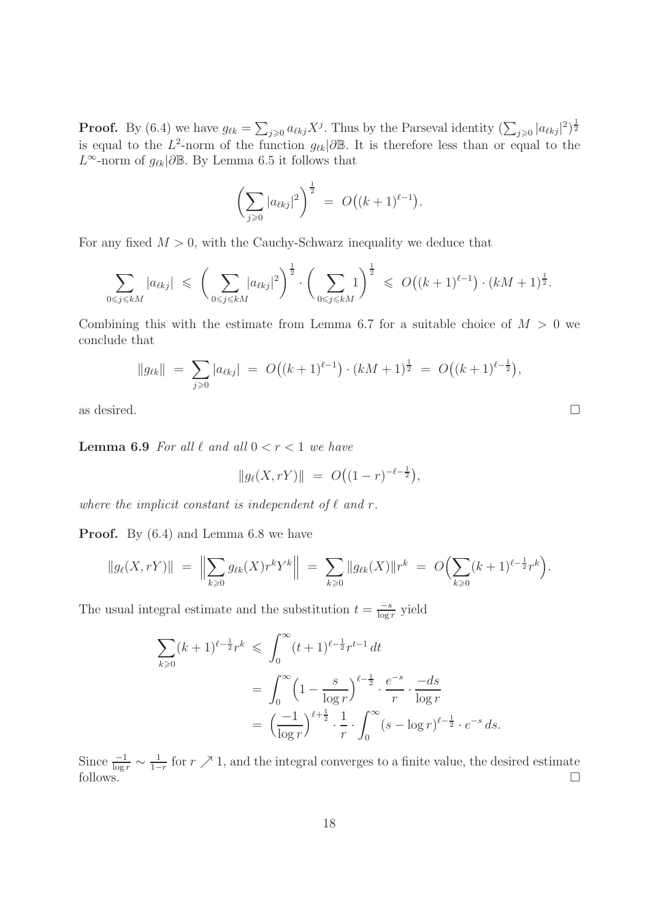**Proof.** By (6.4) we have $g_{\ell k} = \sum_{j\geqslant 0} a_{\ell kj}X^j$. Thus by the Parseval identity $(\sum_{j\geqslant 0}|a_{\ell kj}|^2)^{\frac{1}{2}}$ is equal to the $L^2$-norm of the function $g_{\ell k}|\partial\mathbb{B}$. It is therefore less than or equal to the $L^\infty$-norm of $g_{\ell k}|\partial\mathbb{B}$. By Lemma 6.5 it follows that

$$\Big(\sum_{j\geqslant 0}|a_{\ell kj}|^2\Big)^{\frac{1}{2}} \;=\; O\big((k+1)^{\ell-1}\big).$$

For any fixed $M>0$, with the Cauchy-Schwarz inequality we deduce that

$$\sum_{0\leqslant j\leqslant kM}|a_{\ell kj}| \;\leqslant\; \Big(\sum_{0\leqslant j\leqslant kM}|a_{\ell kj}|^2\Big)^{\frac{1}{2}}\cdot\Big(\sum_{0\leqslant j\leqslant kM}1\Big)^{\frac{1}{2}} \;\leqslant\; O\big((k+1)^{\ell-1}\big)\cdot(kM+1)^{\frac{1}{2}}.$$

Combining this with the estimate from Lemma 6.7 for a suitable choice of $M>0$ we conclude that

$$\|g_{\ell k}\| \;=\; \sum_{j\geqslant 0}|a_{\ell kj}| \;=\; O\big((k+1)^{\ell-1}\big)\cdot(kM+1)^{\frac{1}{2}} \;=\; O\big((k+1)^{\ell-\frac{1}{2}}\big),$$

as desired. □

**Lemma 6.9** *For all $\ell$ and all $0<r<1$ we have*

$$\|g_\ell(X,rY)\| \;=\; O\big((1-r)^{-\ell-\frac{1}{2}}\big),$$

*where the implicit constant is independent of $\ell$ and $r$.*

**Proof.** By (6.4) and Lemma 6.8 we have

$$\|g_\ell(X,rY)\| \;=\; \Big\|\sum_{k\geqslant 0}g_{\ell k}(X)r^kY^k\Big\| \;=\; \sum_{k\geqslant 0}\|g_{\ell k}(X)\|r^k \;=\; O\Big(\sum_{k\geqslant 0}(k+1)^{\ell-\frac{1}{2}}r^k\Big).$$

The usual integral estimate and the substitution $t=\frac{-s}{\log r}$ yield

$$\begin{aligned}
\sum_{k\geqslant 0}(k+1)^{\ell-\frac{1}{2}}r^k \;&\leqslant\; \int_0^\infty (t+1)^{\ell-\frac{1}{2}}r^{t-1}\,dt\\
&=\; \int_0^\infty\Big(1-\frac{s}{\log r}\Big)^{\ell-\frac{1}{2}}\cdot\frac{e^{-s}}{r}\cdot\frac{-ds}{\log r}\\
&=\; \Big(\frac{-1}{\log r}\Big)^{\ell+\frac{1}{2}}\cdot\frac{1}{r}\cdot\int_0^\infty (s-\log r)^{\ell-\frac{1}{2}}\cdot e^{-s}\,ds.
\end{aligned}$$

Since $\frac{-1}{\log r}\sim\frac{1}{1-r}$ for $r\nearrow 1$, and the integral converges to a finite value, the desired estimate follows. □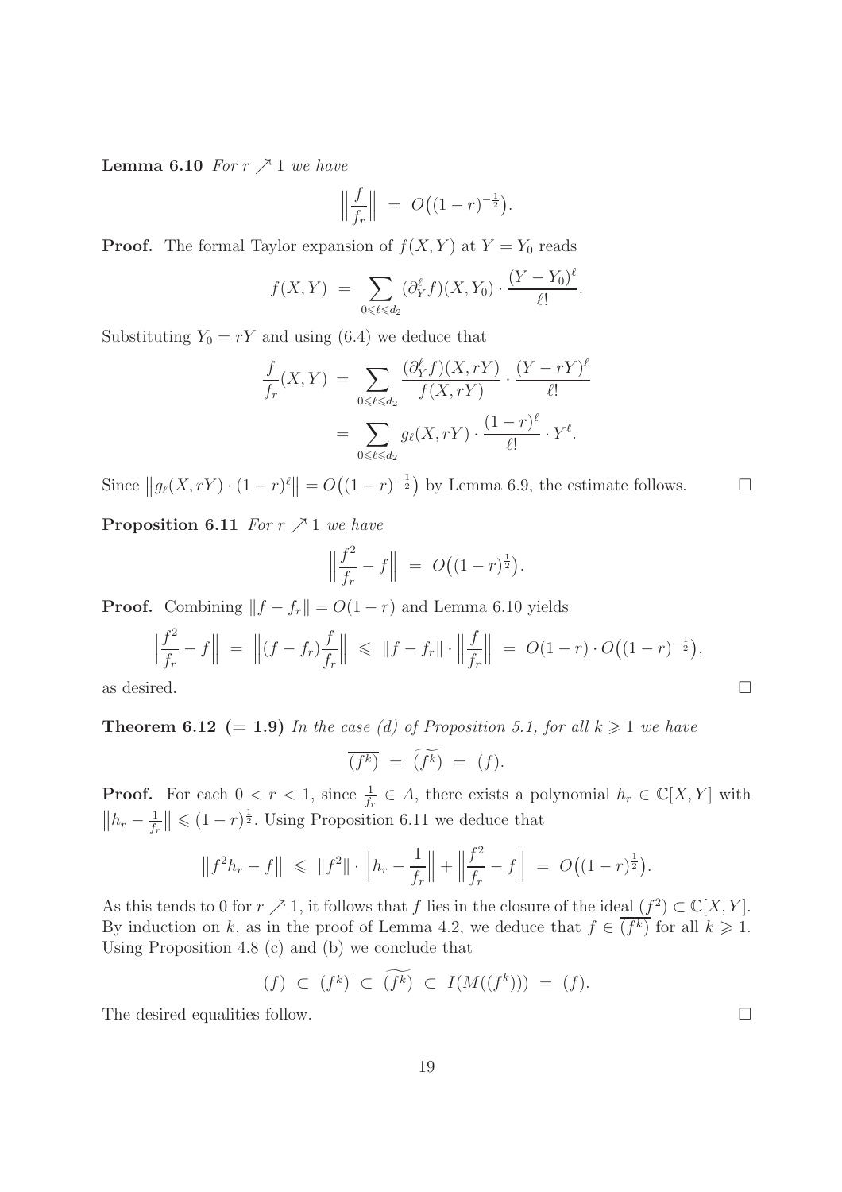**Lemma 6.10** *For $r \nearrow 1$ we have*

$$\Big\| \frac{f}{f_r} \Big\| \;=\; O\big((1-r)^{-\frac{1}{2}}\big).$$

**Proof.** The formal Taylor expansion of $f(X,Y)$ at $Y = Y_0$ reads

$$f(X,Y) \;=\; \sum_{0 \leqslant \ell \leqslant d_2} (\partial_Y^\ell f)(X,Y_0) \cdot \frac{(Y-Y_0)^\ell}{\ell!}.$$

Substituting $Y_0 = rY$ and using (6.4) we deduce that

$$\begin{aligned} \frac{f}{f_r}(X,Y) \;&=\; \sum_{0 \leqslant \ell \leqslant d_2} \frac{(\partial_Y^\ell f)(X,rY)}{f(X,rY)} \cdot \frac{(Y-rY)^\ell}{\ell!} \\ &=\; \sum_{0 \leqslant \ell \leqslant d_2} g_\ell(X,rY) \cdot \frac{(1-r)^\ell}{\ell!} \cdot Y^\ell. \end{aligned}$$

Since $\big\| g_\ell(X,rY) \cdot (1-r)^\ell \big\| = O\big((1-r)^{-\frac{1}{2}}\big)$ by Lemma 6.9, the estimate follows. $\square$

**Proposition 6.11** *For $r \nearrow 1$ we have*

$$\Big\| \frac{f^2}{f_r} - f \Big\| \;=\; O\big((1-r)^{\frac{1}{2}}\big).$$

**Proof.** Combining $\|f - f_r\| = O(1-r)$ and Lemma 6.10 yields

$$\Big\| \frac{f^2}{f_r} - f \Big\| \;=\; \Big\| (f-f_r)\frac{f}{f_r} \Big\| \;\leqslant\; \|f - f_r\| \cdot \Big\| \frac{f}{f_r} \Big\| \;=\; O(1-r) \cdot O\big((1-r)^{-\frac{1}{2}}\big),$$

as desired. $\square$

**Theorem 6.12 (= 1.9)** *In the case (d) of Proposition 5.1, for all $k \geqslant 1$ we have*

$$\overline{(f^k)} \;=\; \widetilde{(f^k)} \;=\; (f).$$

**Proof.** For each $0 < r < 1$, since $\frac{1}{f_r} \in A$, there exists a polynomial $h_r \in \mathbb{C}[X,Y]$ with $\big\| h_r - \frac{1}{f_r} \big\| \leqslant (1-r)^{\frac{1}{2}}$. Using Proposition 6.11 we deduce that

$$\big\| f^2 h_r - f \big\| \;\leqslant\; \|f^2\| \cdot \Big\| h_r - \frac{1}{f_r} \Big\| + \Big\| \frac{f^2}{f_r} - f \Big\| \;=\; O\big((1-r)^{\frac{1}{2}}\big).$$

As this tends to 0 for $r \nearrow 1$, it follows that $f$ lies in the closure of the ideal $(f^2) \subset \mathbb{C}[X,Y]$. By induction on $k$, as in the proof of Lemma 4.2, we deduce that $f \in \overline{(f^k)}$ for all $k \geqslant 1$. Using Proposition 4.8 (c) and (b) we conclude that

$$(f) \;\subset\; \overline{(f^k)} \;\subset\; \widetilde{(f^k)} \;\subset\; I(M((f^k))) \;=\; (f).$$

The desired equalities follow. $\square$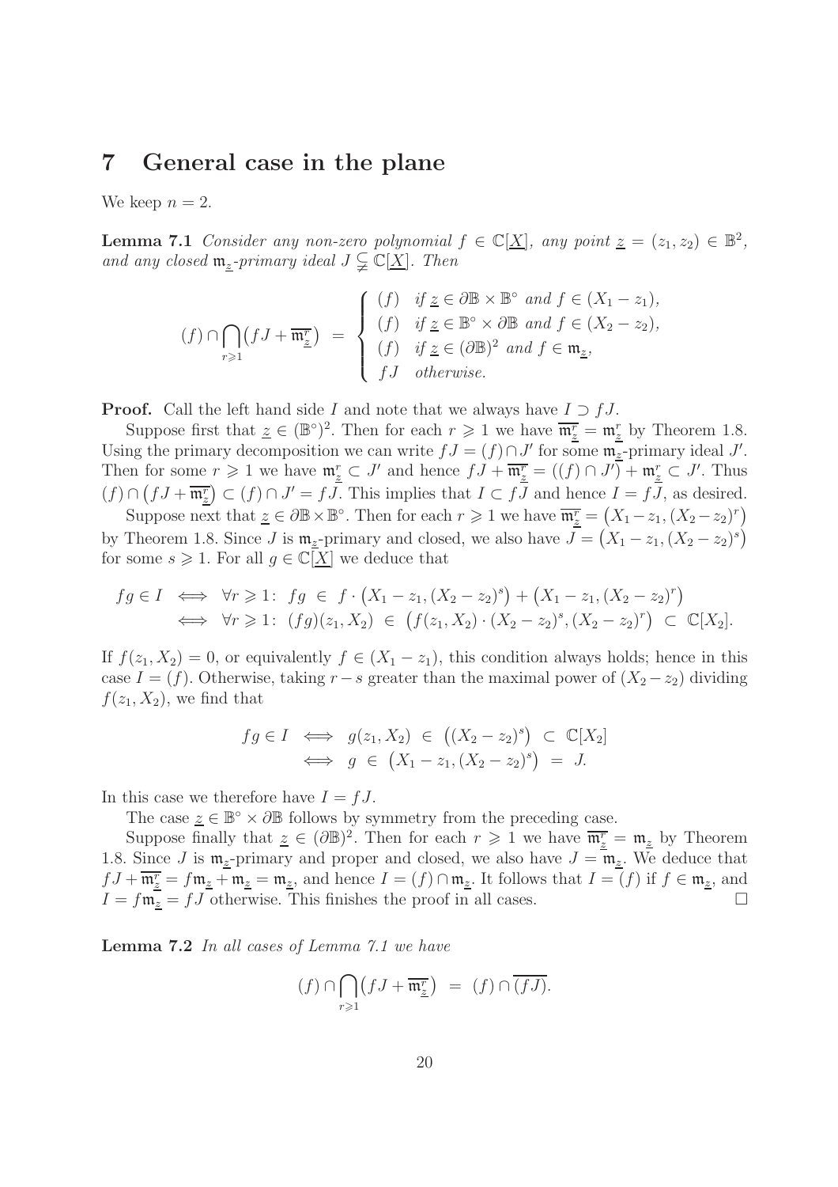# 7 General case in the plane

We keep $n = 2$.

**Lemma 7.1** *Consider any non-zero polynomial $f \in \mathbb{C}[\underline{X}]$, any point $\underline{z} = (z_1, z_2) \in \mathbb{B}^2$, and any closed $\mathfrak{m}_{\underline{z}}$-primary ideal $J \subsetneqq \mathbb{C}[\underline{X}]$. Then*

$$(f) \cap \bigcap_{r \geqslant 1} \big( fJ + \overline{\mathfrak{m}_{\underline{z}}^r} \big) \;=\; \begin{cases} (f) & \text{if } \underline{z} \in \partial\mathbb{B} \times \mathbb{B}^\circ \text{ and } f \in (X_1 - z_1), \\ (f) & \text{if } \underline{z} \in \mathbb{B}^\circ \times \partial\mathbb{B} \text{ and } f \in (X_2 - z_2), \\ (f) & \text{if } \underline{z} \in (\partial\mathbb{B})^2 \text{ and } f \in \mathfrak{m}_{\underline{z}}, \\ fJ & \text{otherwise.} \end{cases}$$

**Proof.** Call the left hand side $I$ and note that we always have $I \supset fJ$.

Suppose first that $\underline{z} \in (\mathbb{B}^\circ)^2$. Then for each $r \geqslant 1$ we have $\overline{\mathfrak{m}_{\underline{z}}^r} = \mathfrak{m}_{\underline{z}}^r$ by Theorem 1.8. Using the primary decomposition we can write $fJ = (f) \cap J'$ for some $\mathfrak{m}_{\underline{z}}$-primary ideal $J'$. Then for some $r \geqslant 1$ we have $\mathfrak{m}_{\underline{z}}^r \subset J'$ and hence $fJ + \overline{\mathfrak{m}_{\underline{z}}^r} = ((f) \cap J') + \mathfrak{m}_{\underline{z}}^r \subset J'$. Thus $(f) \cap \big(fJ + \overline{\mathfrak{m}_{\underline{z}}^r}\big) \subset (f) \cap J' = fJ$. This implies that $I \subset fJ$ and hence $I = fJ$, as desired.

Suppose next that $\underline{z} \in \partial\mathbb{B} \times \mathbb{B}^\circ$. Then for each $r \geqslant 1$ we have $\overline{\mathfrak{m}_{\underline{z}}^r} = \big(X_1 - z_1, (X_2 - z_2)^r\big)$ by Theorem 1.8. Since $J$ is $\mathfrak{m}_{\underline{z}}$-primary and closed, we also have $J = \big(X_1 - z_1, (X_2 - z_2)^s\big)$ for some $s \geqslant 1$. For all $g \in \mathbb{C}[\underline{X}]$ we deduce that

$$\begin{aligned} fg \in I \;&\Longleftrightarrow\; \forall r \geqslant 1\colon\; fg \;\in\; f \cdot \big(X_1 - z_1, (X_2 - z_2)^s\big) + \big(X_1 - z_1, (X_2 - z_2)^r\big) \\ &\Longleftrightarrow\; \forall r \geqslant 1\colon\; (fg)(z_1, X_2) \;\in\; \big(f(z_1, X_2) \cdot (X_2 - z_2)^s, (X_2 - z_2)^r\big) \;\subset\; \mathbb{C}[X_2]. \end{aligned}$$

If $f(z_1, X_2) = 0$, or equivalently $f \in (X_1 - z_1)$, this condition always holds; hence in this case $I = (f)$. Otherwise, taking $r - s$ greater than the maximal power of $(X_2 - z_2)$ dividing $f(z_1, X_2)$, we find that

$$\begin{aligned} fg \in I \;&\Longleftrightarrow\; g(z_1, X_2) \;\in\; \big((X_2 - z_2)^s\big) \;\subset\; \mathbb{C}[X_2] \\ &\Longleftrightarrow\; g \;\in\; \big(X_1 - z_1, (X_2 - z_2)^s\big) \;=\; J. \end{aligned}$$

In this case we therefore have $I = fJ$.

The case $\underline{z} \in \mathbb{B}^\circ \times \partial\mathbb{B}$ follows by symmetry from the preceding case.

Suppose finally that $\underline{z} \in (\partial\mathbb{B})^2$. Then for each $r \geqslant 1$ we have $\overline{\mathfrak{m}_{\underline{z}}^r} = \mathfrak{m}_{\underline{z}}$ by Theorem 1.8. Since $J$ is $\mathfrak{m}_{\underline{z}}$-primary and proper and closed, we also have $J = \mathfrak{m}_{\underline{z}}$. We deduce that $fJ + \overline{\mathfrak{m}_{\underline{z}}^r} = f\mathfrak{m}_{\underline{z}} + \mathfrak{m}_{\underline{z}} = \mathfrak{m}_{\underline{z}}$, and hence $I = (f) \cap \mathfrak{m}_{\underline{z}}$. It follows that $I = (f)$ if $f \in \mathfrak{m}_{\underline{z}}$, and $I = f\mathfrak{m}_{\underline{z}} = fJ$ otherwise. This finishes the proof in all cases. $\square$

**Lemma 7.2** *In all cases of Lemma 7.1 we have*

$$(f) \cap \bigcap_{r \geqslant 1} \big( fJ + \overline{\mathfrak{m}_{\underline{z}}^r} \big) \;=\; (f) \cap \overline{(fJ)}.$$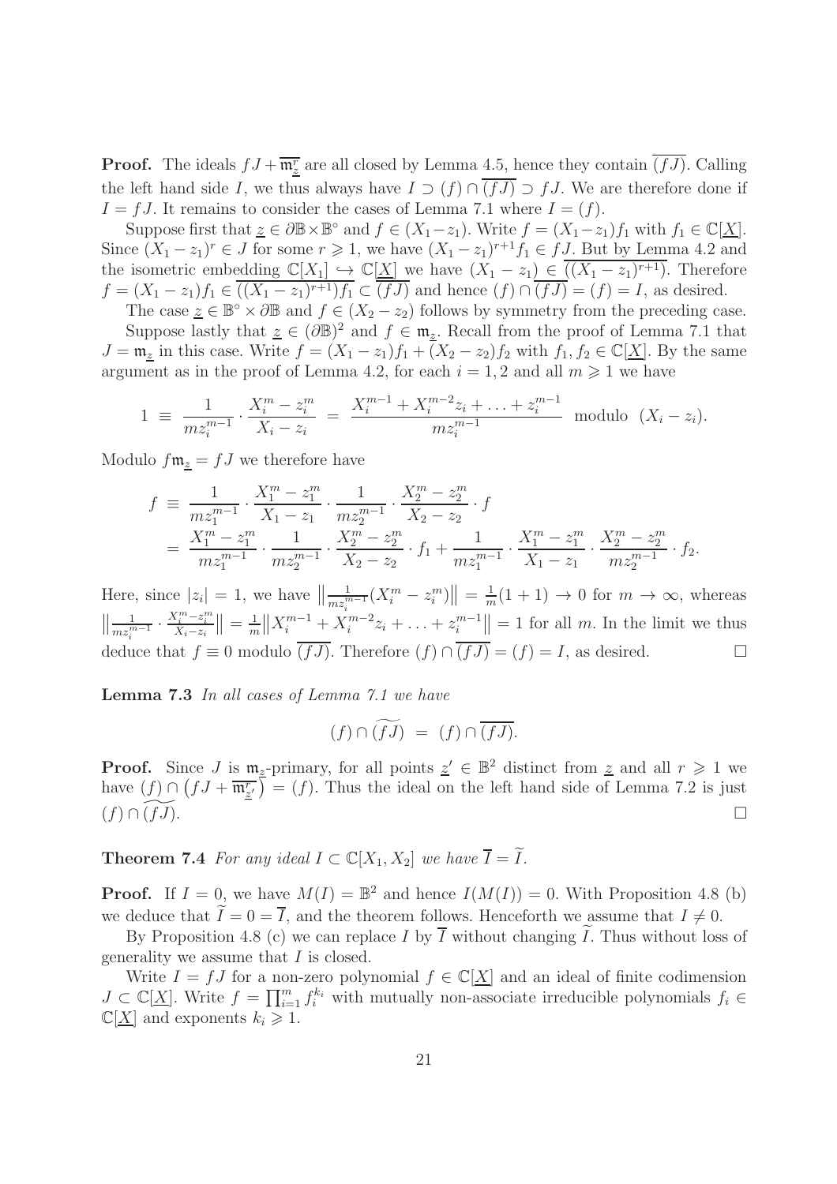**Proof.** The ideals $fJ + \overline{\mathfrak{m}_{\underline{z}}^r}$ are all closed by Lemma 4.5, hence they contain $\overline{(fJ)}$. Calling the left hand side $I$, we thus always have $I \supset (f) \cap \overline{(fJ)} \supset fJ$. We are therefore done if $I = fJ$. It remains to consider the cases of Lemma 7.1 where $I = (f)$.

Suppose first that $\underline{z} \in \partial\mathbb{B} \times \mathbb{B}^\circ$ and $f \in (X_1 - z_1)$. Write $f = (X_1 - z_1)f_1$ with $f_1 \in \mathbb{C}[\underline{X}]$. Since $(X_1 - z_1)^r \in J$ for some $r \geqslant 1$, we have $(X_1 - z_1)^{r+1} f_1 \in fJ$. But by Lemma 4.2 and the isometric embedding $\mathbb{C}[X_1] \hookrightarrow \mathbb{C}[\underline{X}]$ we have $(X_1 - z_1) \in \overline{((X_1 - z_1)^{r+1})}$. Therefore $f = (X_1 - z_1)f_1 \in \overline{((X_1 - z_1)^{r+1})f_1} \subset \overline{(fJ)}$ and hence $(f) \cap \overline{(fJ)} = (f) = I$, as desired.

The case $\underline{z} \in \mathbb{B}^\circ \times \partial\mathbb{B}$ and $f \in (X_2 - z_2)$ follows by symmetry from the preceding case.

Suppose lastly that $\underline{z} \in (\partial\mathbb{B})^2$ and $f \in \mathfrak{m}_{\underline{z}}$. Recall from the proof of Lemma 7.1 that $J = \mathfrak{m}_{\underline{z}}$ in this case. Write $f = (X_1 - z_1)f_1 + (X_2 - z_2)f_2$ with $f_1, f_2 \in \mathbb{C}[\underline{X}]$. By the same argument as in the proof of Lemma 4.2, for each $i = 1, 2$ and all $m \geqslant 1$ we have

$$1 \;\equiv\; \frac{1}{mz_i^{m-1}} \cdot \frac{X_i^m - z_i^m}{X_i - z_i} \;=\; \frac{X_i^{m-1} + X_i^{m-2}z_i + \ldots + z_i^{m-1}}{mz_i^{m-1}} \;\text{ modulo }\; (X_i - z_i).$$

Modulo $f\mathfrak{m}_{\underline{z}} = fJ$ we therefore have

$$\begin{aligned} f \;&\equiv\; \frac{1}{mz_1^{m-1}} \cdot \frac{X_1^m - z_1^m}{X_1 - z_1} \cdot \frac{1}{mz_2^{m-1}} \cdot \frac{X_2^m - z_2^m}{X_2 - z_2} \cdot f \\ &=\; \frac{X_1^m - z_1^m}{mz_1^{m-1}} \cdot \frac{1}{mz_2^{m-1}} \cdot \frac{X_2^m - z_2^m}{X_2 - z_2} \cdot f_1 + \frac{1}{mz_1^{m-1}} \cdot \frac{X_1^m - z_1^m}{X_1 - z_1} \cdot \frac{X_2^m - z_2^m}{mz_2^{m-1}} \cdot f_2. \end{aligned}$$

Here, since $|z_i| = 1$, we have $\left\|\frac{1}{mz_i^{m-1}}(X_i^m - z_i^m)\right\| = \frac{1}{m}(1+1) \to 0$ for $m \to \infty$, whereas $\left\|\frac{1}{mz_i^{m-1}} \cdot \frac{X_i^m - z_i^m}{X_i - z_i}\right\| = \frac{1}{m}\left\|X_i^{m-1} + X_i^{m-2}z_i + \ldots + z_i^{m-1}\right\| = 1$ for all $m$. In the limit we thus deduce that $f \equiv 0$ modulo $\overline{(fJ)}$. Therefore $(f) \cap \overline{(fJ)} = (f) = I$, as desired. $\square$

**Lemma 7.3** *In all cases of Lemma 7.1 we have*

$$(f) \cap \widetilde{(fJ)} \;=\; (f) \cap \overline{(fJ)}.$$

**Proof.** Since $J$ is $\mathfrak{m}_{\underline{z}}$-primary, for all points $\underline{z}' \in \mathbb{B}^2$ distinct from $\underline{z}$ and all $r \geqslant 1$ we have $(f) \cap \big(fJ + \overline{\mathfrak{m}_{\underline{z}'}^r}\big) = (f)$. Thus the ideal on the left hand side of Lemma 7.2 is just $(f) \cap \widetilde{(fJ)}$. $\square$

**Theorem 7.4** *For any ideal $I \subset \mathbb{C}[X_1, X_2]$ we have $\overline{I} = \widetilde{I}$.*

**Proof.** If $I = 0$, we have $M(I) = \mathbb{B}^2$ and hence $I(M(I)) = 0$. With Proposition 4.8 (b) we deduce that $\widetilde{I} = 0 = \overline{I}$, and the theorem follows. Henceforth we assume that $I \neq 0$.

By Proposition 4.8 (c) we can replace $I$ by $\overline{I}$ without changing $\widetilde{I}$. Thus without loss of generality we assume that $I$ is closed.

Write $I = fJ$ for a non-zero polynomial $f \in \mathbb{C}[\underline{X}]$ and an ideal of finite codimension $J \subset \mathbb{C}[\underline{X}]$. Write $f = \prod_{i=1}^m f_i^{k_i}$ with mutually non-associate irreducible polynomials $f_i \in \mathbb{C}[\underline{X}]$ and exponents $k_i \geqslant 1$.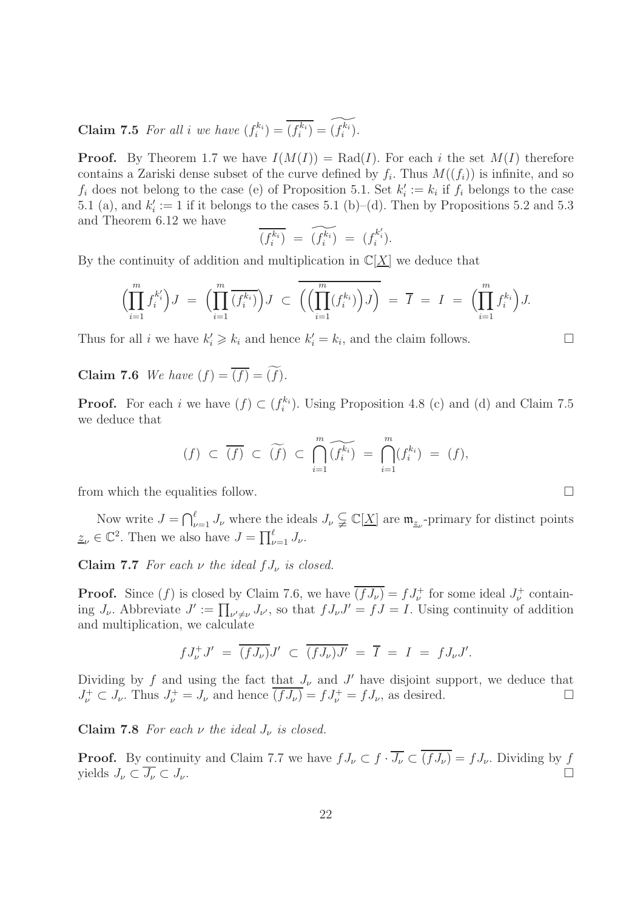**Claim 7.5** *For all $i$ we have $(f_i^{k_i}) = \overline{(f_i^{k_i})} = \widetilde{(f_i^{k_i})}$.*

**Proof.** By Theorem 1.7 we have $I(M(I)) = \mathrm{Rad}(I)$. For each $i$ the set $M(I)$ therefore contains a Zariski dense subset of the curve defined by $f_i$. Thus $M((f_i))$ is infinite, and so $f_i$ does not belong to the case (e) of Proposition 5.1. Set $k_i' := k_i$ if $f_i$ belongs to the case 5.1 (a), and $k_i' := 1$ if it belongs to the cases 5.1 (b)–(d). Then by Propositions 5.2 and 5.3 and Theorem 6.12 we have

$$\overline{(f_i^{k_i})} \;=\; \widetilde{(f_i^{k_i})} \;=\; (f_i^{k_i'}).$$

By the continuity of addition and multiplication in $\mathbb{C}[\underline{X}]$ we deduce that

$$\Big(\prod_{i=1}^{m} f_i^{k_i'}\Big)J \;=\; \Big(\prod_{i=1}^{m} \overline{(f_i^{k_i})}\Big)J \;\subset\; \overline{\Big(\Big(\prod_{i=1}^{m}(f_i^{k_i})\Big)J\Big)} \;=\; \overline{I} \;=\; I \;=\; \Big(\prod_{i=1}^{m} f_i^{k_i}\Big)J.$$

Thus for all $i$ we have $k_i' \geqslant k_i$ and hence $k_i' = k_i$, and the claim follows. $\square$

**Claim 7.6** *We have $(f) = \overline{(f)} = \widetilde{(f)}$.*

**Proof.** For each $i$ we have $(f) \subset (f_i^{k_i})$. Using Proposition 4.8 (c) and (d) and Claim 7.5 we deduce that

$$(f) \;\subset\; \overline{(f)} \;\subset\; \widetilde{(f)} \;\subset\; \bigcap_{i=1}^{m} \widetilde{(f_i^{k_i})} \;=\; \bigcap_{i=1}^{m} (f_i^{k_i}) \;=\; (f),$$

from which the equalities follow. $\square$

Now write $J = \bigcap_{\nu=1}^{\ell} J_\nu$ where the ideals $J_\nu \subsetneqq \mathbb{C}[\underline{X}]$ are $\mathfrak{m}_{\underline{z}_\nu}$-primary for distinct points $\underline{z}_\nu \in \mathbb{C}^2$. Then we also have $J = \prod_{\nu=1}^{\ell} J_\nu$.

**Claim 7.7** *For each $\nu$ the ideal $fJ_\nu$ is closed.*

**Proof.** Since $(f)$ is closed by Claim 7.6, we have $\overline{(fJ_\nu)} = fJ_\nu^+$ for some ideal $J_\nu^+$ containing $J_\nu$. Abbreviate $J' := \prod_{\nu' \neq \nu} J_{\nu'}$, so that $fJ_\nu J' = fJ = I$. Using continuity of addition and multiplication, we calculate

$$fJ_\nu^+ J' \;=\; \overline{(fJ_\nu)}J' \;\subset\; \overline{(fJ_\nu)J'} \;=\; \overline{I} \;=\; I \;=\; fJ_\nu J'.$$

Dividing by $f$ and using the fact that $J_\nu$ and $J'$ have disjoint support, we deduce that $J_\nu^+ \subset J_\nu$. Thus $J_\nu^+ = J_\nu$ and hence $\overline{(fJ_\nu)} = fJ_\nu^+ = fJ_\nu$, as desired. $\square$

**Claim 7.8** *For each $\nu$ the ideal $J_\nu$ is closed.*

**Proof.** By continuity and Claim 7.7 we have $fJ_\nu \subset f \cdot \overline{J_\nu} \subset \overline{(fJ_\nu)} = fJ_\nu$. Dividing by $f$ yields $J_\nu \subset \overline{J_\nu} \subset J_\nu$. $\square$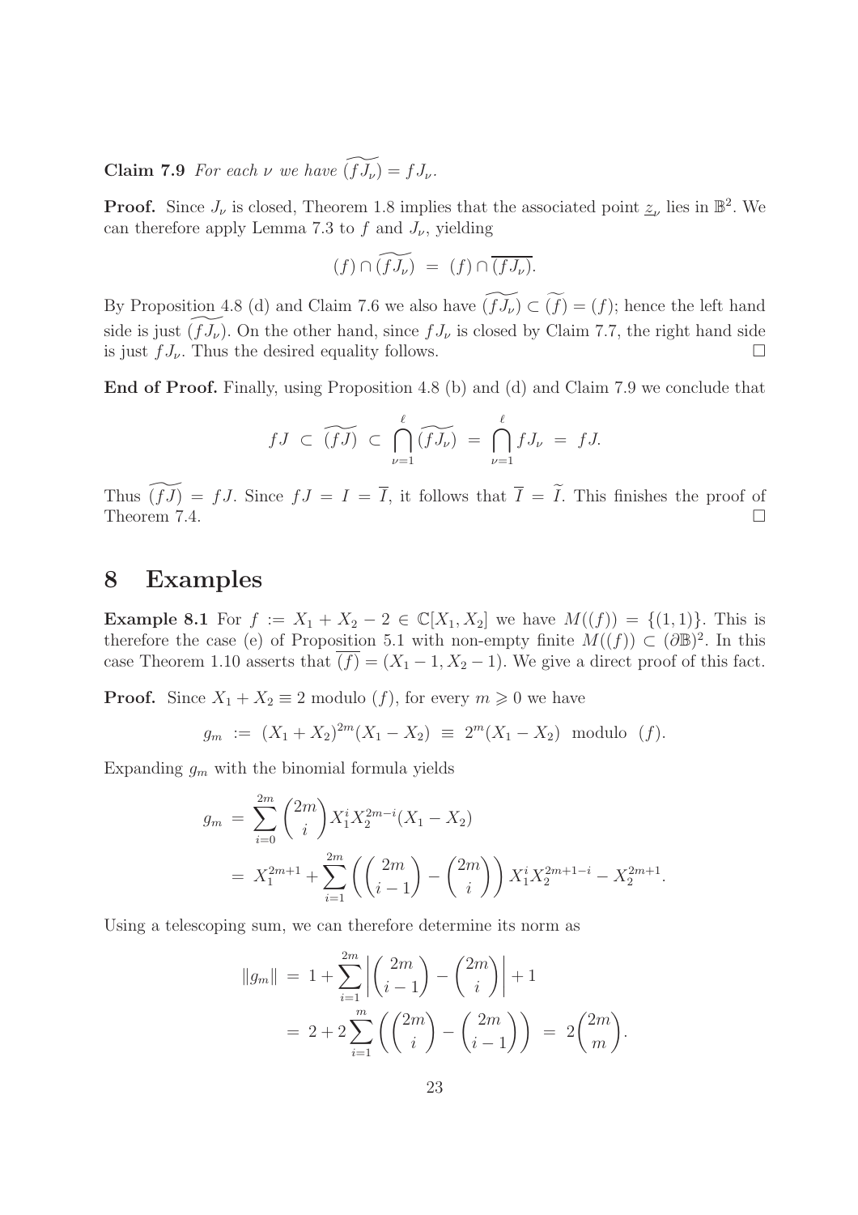**Claim 7.9** *For each $\nu$ we have $\widetilde{(fJ_\nu)} = fJ_\nu$.*

**Proof.** Since $J_\nu$ is closed, Theorem 1.8 implies that the associated point $\underline{z}_\nu$ lies in $\mathbb{B}^2$. We can therefore apply Lemma 7.3 to $f$ and $J_\nu$, yielding

$$(f) \cap \widetilde{(fJ_\nu)} \;=\; (f) \cap \overline{(fJ_\nu)}.$$

By Proposition 4.8 (d) and Claim 7.6 we also have $\widetilde{(fJ_\nu)} \subset \widetilde{(f)} = (f)$; hence the left hand side is just $\widetilde{(fJ_\nu)}$. On the other hand, since $fJ_\nu$ is closed by Claim 7.7, the right hand side is just $fJ_\nu$. Thus the desired equality follows. $\square$

**End of Proof.** Finally, using Proposition 4.8 (b) and (d) and Claim 7.9 we conclude that

$$fJ \;\subset\; \widetilde{(fJ)} \;\subset\; \bigcap_{\nu=1}^{\ell} \widetilde{(fJ_\nu)} \;=\; \bigcap_{\nu=1}^{\ell} fJ_\nu \;=\; fJ.$$

Thus $\widetilde{(fJ)} = fJ$. Since $fJ = I = \overline{I}$, it follows that $\overline{I} = \widetilde{I}$. This finishes the proof of Theorem 7.4. $\square$

# 8 Examples

**Example 8.1** For $f := X_1 + X_2 - 2 \in \mathbb{C}[X_1, X_2]$ we have $M((f)) = \{(1,1)\}$. This is therefore the case (e) of Proposition 5.1 with non-empty finite $M((f)) \subset (\partial\mathbb{B})^2$. In this case Theorem 1.10 asserts that $\overline{(f)} = (X_1 - 1, X_2 - 1)$. We give a direct proof of this fact.

**Proof.** Since $X_1 + X_2 \equiv 2$ modulo $(f)$, for every $m \geqslant 0$ we have

$$g_m \;:=\; (X_1 + X_2)^{2m}(X_1 - X_2) \;\equiv\; 2^m(X_1 - X_2) \;\text{ modulo }\; (f).$$

Expanding $g_m$ with the binomial formula yields

$$\begin{aligned}
g_m \;&=\; \sum_{i=0}^{2m} \binom{2m}{i} X_1^i X_2^{2m-i}(X_1 - X_2) \\
&=\; X_1^{2m+1} + \sum_{i=1}^{2m} \left( \binom{2m}{i-1} - \binom{2m}{i} \right) X_1^i X_2^{2m+1-i} - X_2^{2m+1}.
\end{aligned}$$

Using a telescoping sum, we can therefore determine its norm as

$$\begin{aligned}
\|g_m\| \;&=\; 1 + \sum_{i=1}^{2m} \left| \binom{2m}{i-1} - \binom{2m}{i} \right| + 1 \\
&=\; 2 + 2\sum_{i=1}^{m} \left( \binom{2m}{i} - \binom{2m}{i-1} \right) \;=\; 2\binom{2m}{m}.
\end{aligned}$$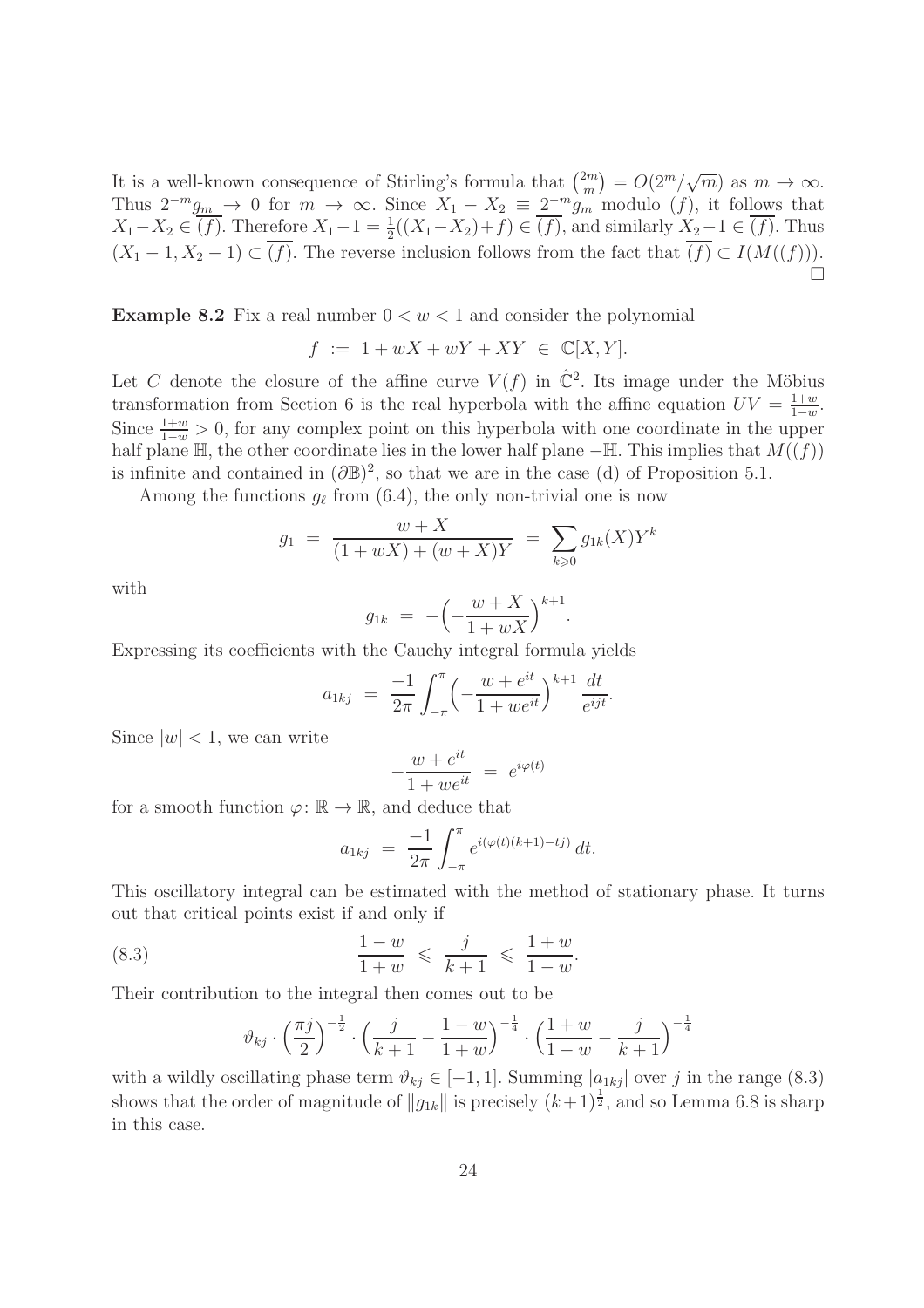It is a well-known consequence of Stirling's formula that $\binom{2m}{m} = O(2^m/\sqrt{m})$ as $m \to \infty$. Thus $2^{-m}g_m \to 0$ for $m \to \infty$. Since $X_1 - X_2 \equiv 2^{-m}g_m$ modulo $(f)$, it follows that $X_1 - X_2 \in \overline{(f)}$. Therefore $X_1 - 1 = \frac{1}{2}((X_1 - X_2) + f) \in \overline{(f)}$, and similarly $X_2 - 1 \in \overline{(f)}$. Thus $(X_1 - 1, X_2 - 1) \subset \overline{(f)}$. The reverse inclusion follows from the fact that $\overline{(f)} \subset I(M((f)))$. $\square$

**Example 8.2** Fix a real number $0 < w < 1$ and consider the polynomial

$$f \;:=\; 1 + wX + wY + XY \;\in\; \mathbb{C}[X,Y].$$

Let $C$ denote the closure of the affine curve $V(f)$ in $\hat{\mathbb{C}}^2$. Its image under the Möbius transformation from Section 6 is the real hyperbola with the affine equation $UV = \frac{1+w}{1-w}$. Since $\frac{1+w}{1-w} > 0$, for any complex point on this hyperbola with one coordinate in the upper half plane $\mathbb{H}$, the other coordinate lies in the lower half plane $-\mathbb{H}$. This implies that $M((f))$ is infinite and contained in $(\partial\mathbb{B})^2$, so that we are in the case (d) of Proposition 5.1.

Among the functions $g_\ell$ from (6.4), the only non-trivial one is now

$$g_1 \;=\; \frac{w + X}{(1 + wX) + (w + X)Y} \;=\; \sum_{k \geqslant 0} g_{1k}(X) Y^k$$

with

$$g_{1k} \;=\; -\Big(-\frac{w+X}{1+wX}\Big)^{k+1}.$$

Expressing its coefficients with the Cauchy integral formula yields

$$a_{1kj} \;=\; \frac{-1}{2\pi} \int_{-\pi}^{\pi} \Big(-\frac{w+e^{it}}{1+we^{it}}\Big)^{k+1} \frac{dt}{e^{ijt}}.$$

Since $|w| < 1$, we can write

$$-\frac{w+e^{it}}{1+we^{it}} \;=\; e^{i\varphi(t)}$$

for a smooth function $\varphi\colon \mathbb{R} \to \mathbb{R}$, and deduce that

$$a_{1kj} \;=\; \frac{-1}{2\pi} \int_{-\pi}^{\pi} e^{i(\varphi(t)(k+1) - tj)}\, dt.$$

This oscillatory integral can be estimated with the method of stationary phase. It turns out that critical points exist if and only if

$$\frac{1-w}{1+w} \;\leqslant\; \frac{j}{k+1} \;\leqslant\; \frac{1+w}{1-w}. \tag{8.3}$$

Their contribution to the integral then comes out to be

$$\vartheta_{kj} \cdot \Big(\frac{\pi j}{2}\Big)^{-\frac{1}{2}} \cdot \Big(\frac{j}{k+1} - \frac{1-w}{1+w}\Big)^{-\frac{1}{4}} \cdot \Big(\frac{1+w}{1-w} - \frac{j}{k+1}\Big)^{-\frac{1}{4}}$$

with a wildly oscillating phase term $\vartheta_{kj} \in [-1,1]$. Summing $|a_{1kj}|$ over $j$ in the range (8.3) shows that the order of magnitude of $\|g_{1k}\|$ is precisely $(k+1)^{\frac{1}{2}}$, and so Lemma 6.8 is sharp in this case.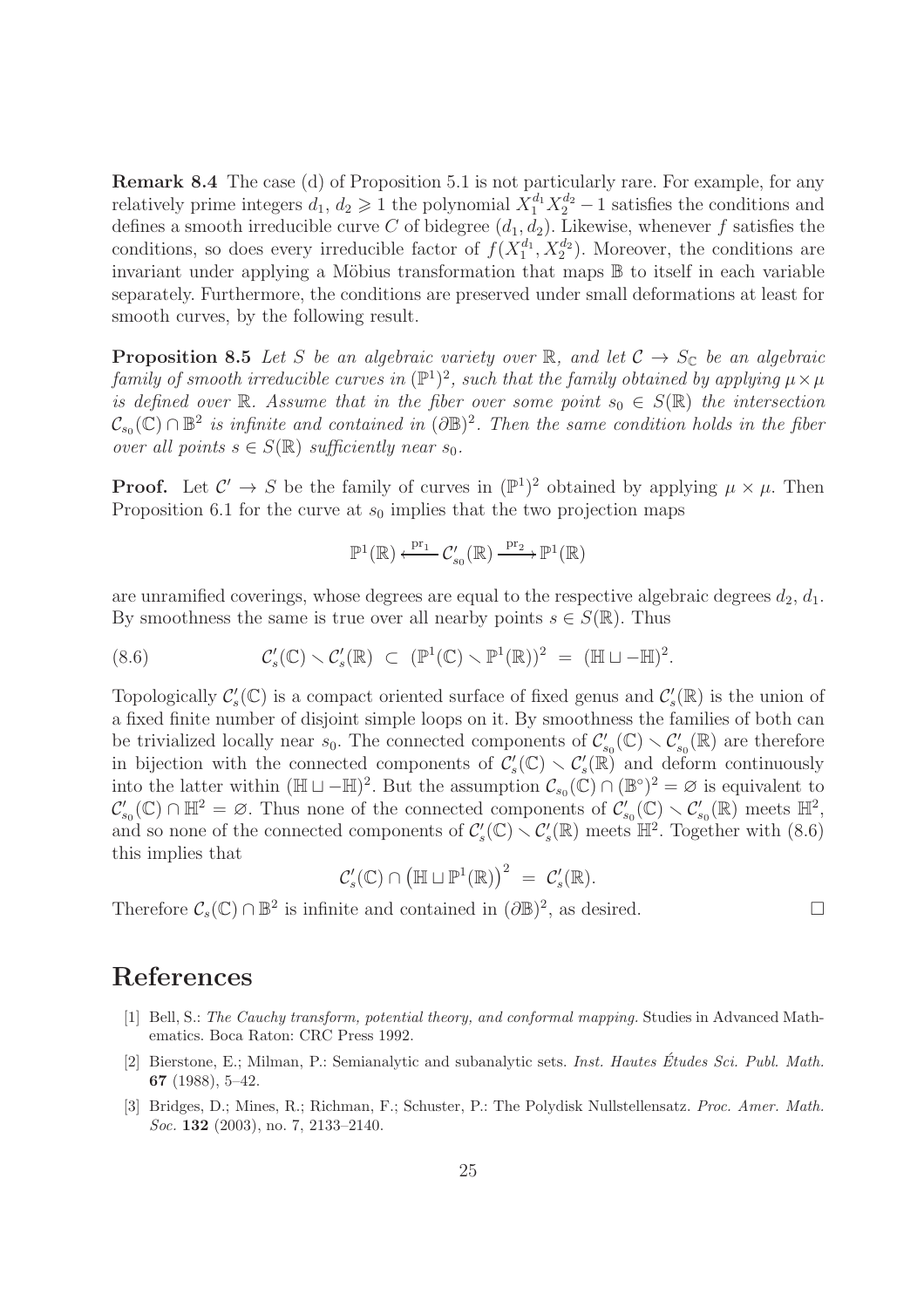**Remark 8.4** The case (d) of Proposition 5.1 is not particularly rare. For example, for any relatively prime integers $d_1, d_2 \geqslant 1$ the polynomial $X_1^{d_1} X_2^{d_2} - 1$ satisfies the conditions and defines a smooth irreducible curve $C$ of bidegree $(d_1, d_2)$. Likewise, whenever $f$ satisfies the conditions, so does every irreducible factor of $f(X_1^{d_1}, X_2^{d_2})$. Moreover, the conditions are invariant under applying a Möbius transformation that maps $\mathbb{B}$ to itself in each variable separately. Furthermore, the conditions are preserved under small deformations at least for smooth curves, by the following result.

**Proposition 8.5** *Let $S$ be an algebraic variety over $\mathbb{R}$, and let $\mathcal{C} \to S_{\mathbb{C}}$ be an algebraic family of smooth irreducible curves in $(\mathbb{P}^1)^2$, such that the family obtained by applying $\mu \times \mu$ is defined over $\mathbb{R}$. Assume that in the fiber over some point $s_0 \in S(\mathbb{R})$ the intersection $\mathcal{C}_{s_0}(\mathbb{C}) \cap \mathbb{B}^2$ is infinite and contained in $(\partial\mathbb{B})^2$. Then the same condition holds in the fiber over all points $s \in S(\mathbb{R})$ sufficiently near $s_0$.*

**Proof.** Let $\mathcal{C}' \to S$ be the family of curves in $(\mathbb{P}^1)^2$ obtained by applying $\mu \times \mu$. Then Proposition 6.1 for the curve at $s_0$ implies that the two projection maps

$$\mathbb{P}^1(\mathbb{R}) \xleftarrow{\ \mathrm{pr}_1\ } \mathcal{C}'_{s_0}(\mathbb{R}) \xrightarrow{\ \mathrm{pr}_2\ } \mathbb{P}^1(\mathbb{R})$$

are unramified coverings, whose degrees are equal to the respective algebraic degrees $d_2, d_1$. By smoothness the same is true over all nearby points $s \in S(\mathbb{R})$. Thus

$$\mathcal{C}'_s(\mathbb{C}) \smallsetminus \mathcal{C}'_s(\mathbb{R}) \ \subset\ (\mathbb{P}^1(\mathbb{C}) \smallsetminus \mathbb{P}^1(\mathbb{R}))^2 \ =\ (\mathbb{H} \sqcup -\mathbb{H})^2. \tag{8.6}$$

Topologically $\mathcal{C}'_s(\mathbb{C})$ is a compact oriented surface of fixed genus and $\mathcal{C}'_s(\mathbb{R})$ is the union of a fixed finite number of disjoint simple loops on it. By smoothness the families of both can be trivialized locally near $s_0$. The connected components of $\mathcal{C}'_{s_0}(\mathbb{C}) \smallsetminus \mathcal{C}'_{s_0}(\mathbb{R})$ are therefore in bijection with the connected components of $\mathcal{C}'_s(\mathbb{C}) \smallsetminus \mathcal{C}'_s(\mathbb{R})$ and deform continuously into the latter within $(\mathbb{H} \sqcup -\mathbb{H})^2$. But the assumption $\mathcal{C}_{s_0}(\mathbb{C}) \cap (\mathbb{B}^\circ)^2 = \varnothing$ is equivalent to $\mathcal{C}'_{s_0}(\mathbb{C}) \cap \mathbb{H}^2 = \varnothing$. Thus none of the connected components of $\mathcal{C}'_{s_0}(\mathbb{C}) \smallsetminus \mathcal{C}'_{s_0}(\mathbb{R})$ meets $\mathbb{H}^2$, and so none of the connected components of $\mathcal{C}'_s(\mathbb{C}) \smallsetminus \mathcal{C}'_s(\mathbb{R})$ meets $\mathbb{H}^2$. Together with (8.6) this implies that

$$\mathcal{C}'_s(\mathbb{C}) \cap \big(\mathbb{H} \sqcup \mathbb{P}^1(\mathbb{R})\big)^2 \ =\ \mathcal{C}'_s(\mathbb{R}).$$

Therefore $\mathcal{C}_s(\mathbb{C}) \cap \mathbb{B}^2$ is infinite and contained in $(\partial\mathbb{B})^2$, as desired. $\square$

# References

[1] Bell, S.: *The Cauchy transform, potential theory, and conformal mapping.* Studies in Advanced Mathematics. Boca Raton: CRC Press 1992.

[2] Bierstone, E.; Milman, P.: Semianalytic and subanalytic sets. *Inst. Hautes Études Sci. Publ. Math.* **67** (1988), 5–42.

[3] Bridges, D.; Mines, R.; Richman, F.; Schuster, P.: The Polydisk Nullstellensatz. *Proc. Amer. Math. Soc.* **132** (2003), no. 7, 2133–2140.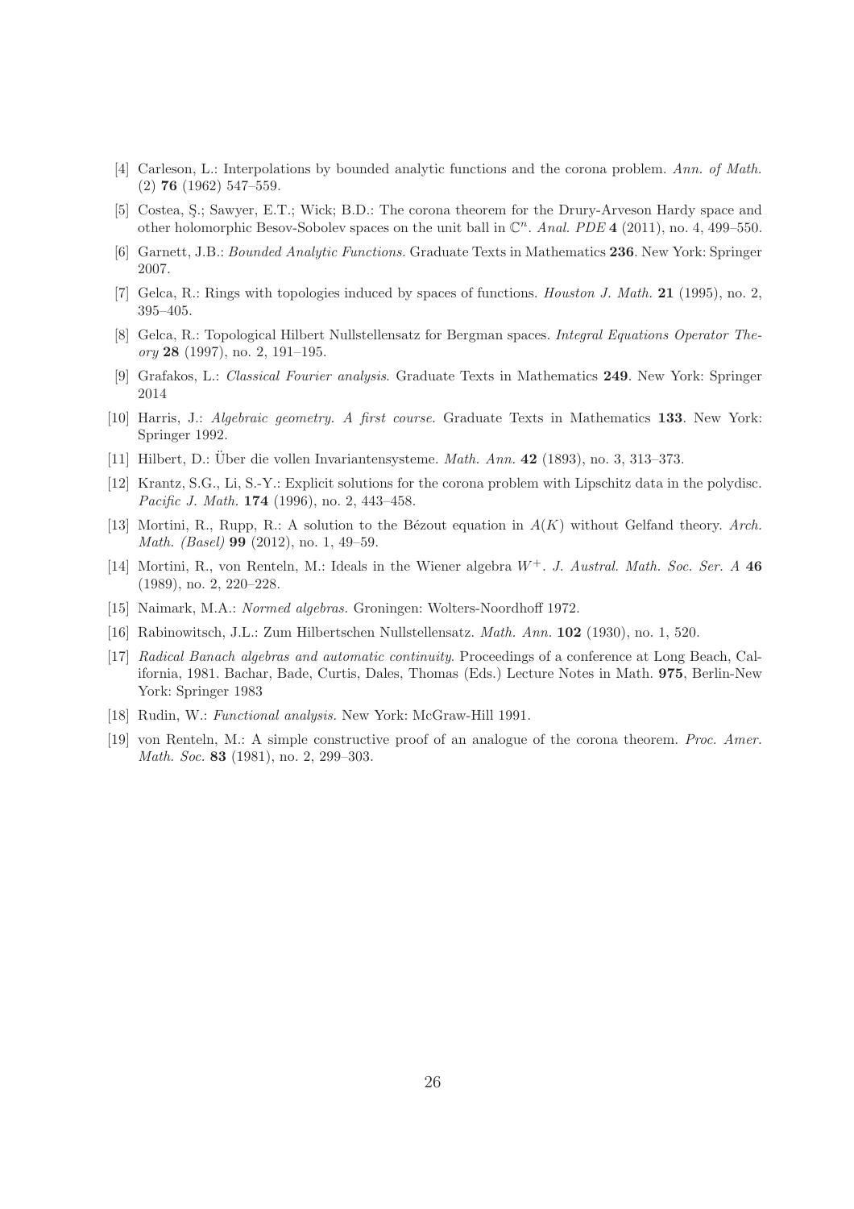[4] Carleson, L.: Interpolations by bounded analytic functions and the corona problem. *Ann. of Math.* (2) **76** (1962) 547–559.

[5] Costea, Ş.; Sawyer, E.T.; Wick; B.D.: The corona theorem for the Drury-Arveson Hardy space and other holomorphic Besov-Sobolev spaces on the unit ball in $\mathbb{C}^n$. *Anal. PDE* **4** (2011), no. 4, 499–550.

[6] Garnett, J.B.: *Bounded Analytic Functions.* Graduate Texts in Mathematics **236**. New York: Springer 2007.

[7] Gelca, R.: Rings with topologies induced by spaces of functions. *Houston J. Math.* **21** (1995), no. 2, 395–405.

[8] Gelca, R.: Topological Hilbert Nullstellensatz for Bergman spaces. *Integral Equations Operator Theory* **28** (1997), no. 2, 191–195.

[9] Grafakos, L.: *Classical Fourier analysis*. Graduate Texts in Mathematics **249**. New York: Springer 2014

[10] Harris, J.: *Algebraic geometry. A first course.* Graduate Texts in Mathematics **133**. New York: Springer 1992.

[11] Hilbert, D.: Über die vollen Invariantensysteme. *Math. Ann.* **42** (1893), no. 3, 313–373.

[12] Krantz, S.G., Li, S.-Y.: Explicit solutions for the corona problem with Lipschitz data in the polydisc. *Pacific J. Math.* **174** (1996), no. 2, 443–458.

[13] Mortini, R., Rupp, R.: A solution to the Bézout equation in $A(K)$ without Gelfand theory. *Arch. Math. (Basel)* **99** (2012), no. 1, 49–59.

[14] Mortini, R., von Renteln, M.: Ideals in the Wiener algebra $W^+$. *J. Austral. Math. Soc. Ser. A* **46** (1989), no. 2, 220–228.

[15] Naimark, M.A.: *Normed algebras.* Groningen: Wolters-Noordhoff 1972.

[16] Rabinowitsch, J.L.: Zum Hilbertschen Nullstellensatz. *Math. Ann.* **102** (1930), no. 1, 520.

[17] *Radical Banach algebras and automatic continuity*. Proceedings of a conference at Long Beach, California, 1981. Bachar, Bade, Curtis, Dales, Thomas (Eds.) Lecture Notes in Math. **975**, Berlin-New York: Springer 1983

[18] Rudin, W.: *Functional analysis.* New York: McGraw-Hill 1991.

[19] von Renteln, M.: A simple constructive proof of an analogue of the corona theorem. *Proc. Amer. Math. Soc.* **83** (1981), no. 2, 299–303.